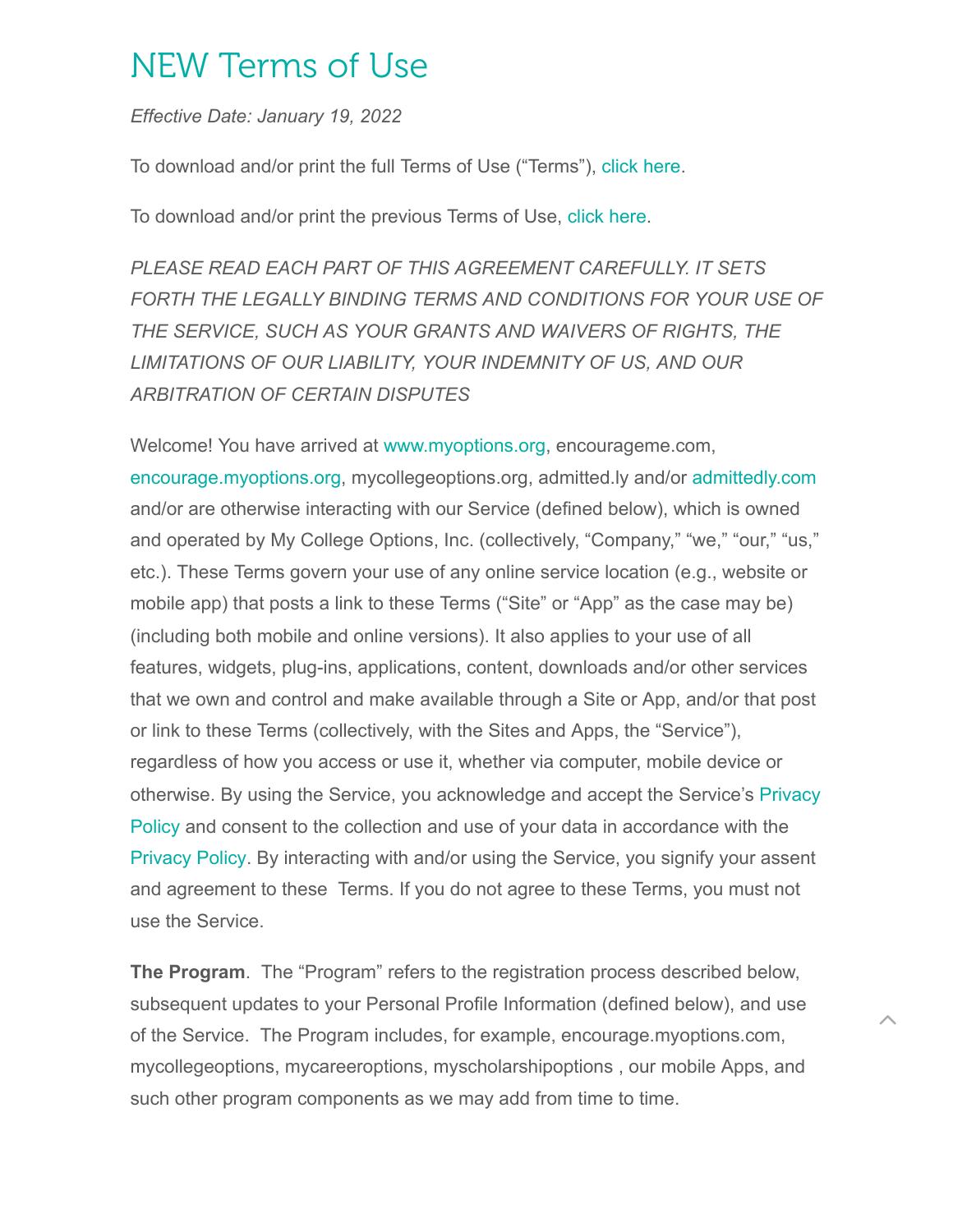# NEW Terms of Use

*Effective Date: January 19, 2022*

To download and/or print the full Terms of Use ("Terms"), click here.

To download and/or print the previous Terms of Use, click here.

*PLEASE READ EACH PART OF THIS AGREEMENT CAREFULLY. IT SETS FORTH THE LEGALLY BINDING TERMS AND CONDITIONS FOR YOUR USE OF THE SERVICE, SUCH AS YOUR GRANTS AND WAIVERS OF RIGHTS, THE LIMITATIONS OF OUR LIABILITY, YOUR INDEMNITY OF US, AND OUR ARBITRATION OF CERTAIN DISPUTES*

Welcome! You have arrived at www.myoptions.org, encourageme.com, encourage.myoptions.org, mycollegeoptions.org, admitted.ly and/or admittedly.com and/or are otherwise interacting with our Service (defined below), which is owned and operated by My College Options, Inc. (collectively, "Company," "we," "our," "us," etc.). These Terms govern your use of any online service location (e.g., website or mobile app) that posts a link to these Terms ("Site" or "App" as the case may be) (including both mobile and online versions). It also applies to your use of all features, widgets, plug-ins, applications, content, downloads and/or other services that we own and control and make available through a Site or App, and/or that post or link to these Terms (collectively, with the Sites and Apps, the "Service"), regardless of how you access or use it, whether via computer, mobile device or otherwise. By using the Service, you acknowledge and accept the Service's Privacy Policy and consent to the collection and use of your data in accordance with the Privacy Policy. By interacting with and/or using the Service, you signify your assent and agreement to these Terms. If you do not agree to these Terms, you must not use the Service.

**The Program**. The "Program" refers to the registration process described below, subsequent updates to your Personal Profile Information (defined below), and use of the Service. The Program includes, for example, encourage.myoptions.com, mycollegeoptions, mycareeroptions, myscholarshipoptions , our mobile Apps, and such other program components as we may add from time to time.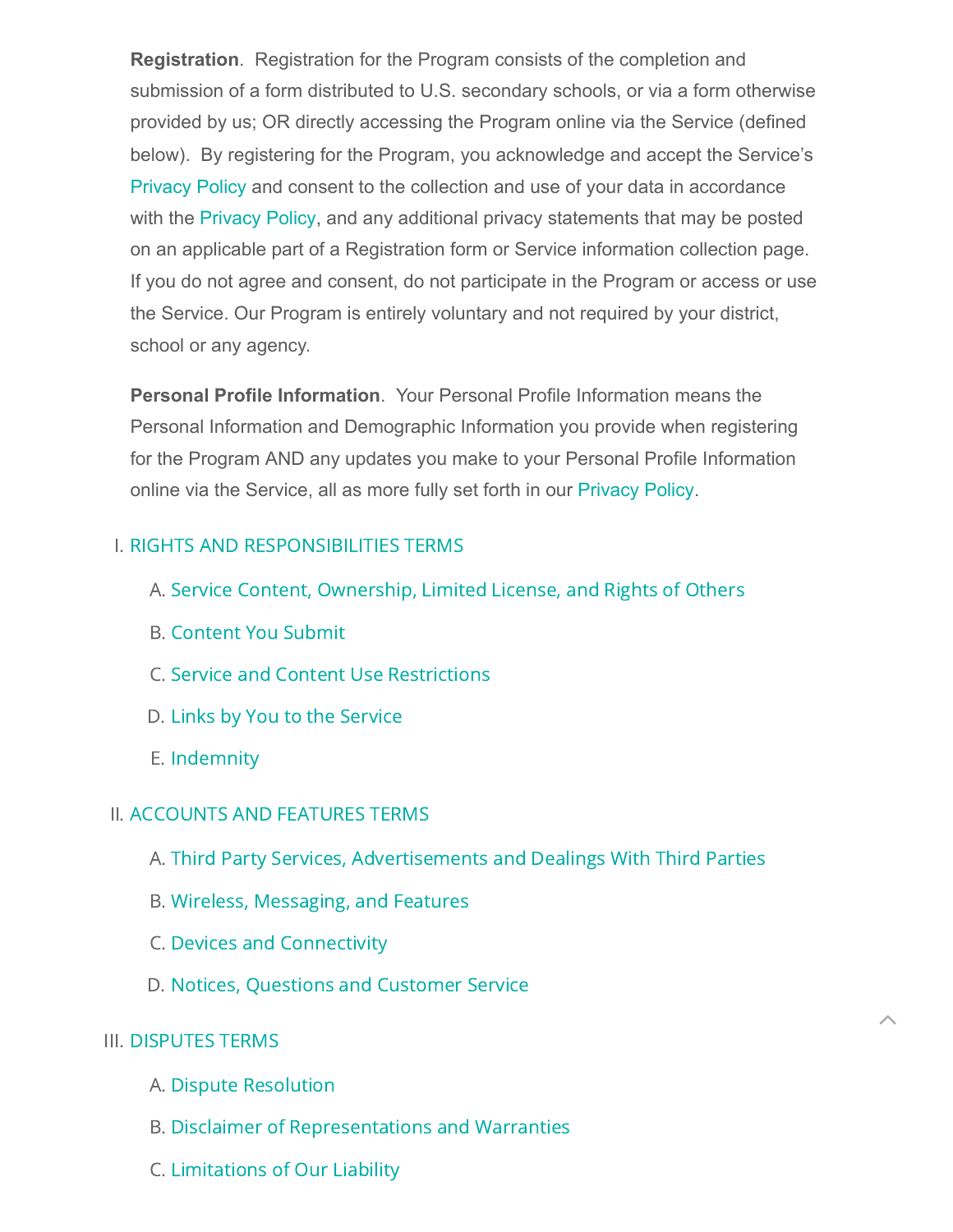**Registration**. Registration for the Program consists of the completion and submission of a form distributed to U.S. secondary schools, or via a form otherwise provided by us; OR directly accessing the Program online via the Service (defined below). By registering for the Program, you acknowledge and accept the Service's Privacy Policy and consent to the collection and use of your data in accordance with the Privacy Policy, and any additional privacy statements that may be posted on an applicable part of a Registration form or Service information collection page. If you do not agree and consent, do not participate in the Program or access or use the Service. Our Program is entirely voluntary and not required by your district, school or any agency.

**Personal Profile Information**. Your Personal Profile Information means the Personal Information and Demographic Information you provide when registering for the Program AND any updates you make to your Personal Profile Information online via the Service, all as more fully set forth in our Privacy Policy.

I. RIGHTS AND RESPONSIBILITIES TERMS
   A. Service Content, Ownership, Limited License, and Rights of Others
   B. Content You Submit
   C. Service and Content Use Restrictions
   D. Links by You to the Service
   E. Indemnity

II. ACCOUNTS AND FEATURES TERMS
   A. Third Party Services, Advertisements and Dealings With Third Parties
   B. Wireless, Messaging, and Features
   C. Devices and Connectivity
   D. Notices, Questions and Customer Service

III. DISPUTES TERMS
   A. Dispute Resolution
   B. Disclaimer of Representations and Warranties
   C. Limitations of Our Liability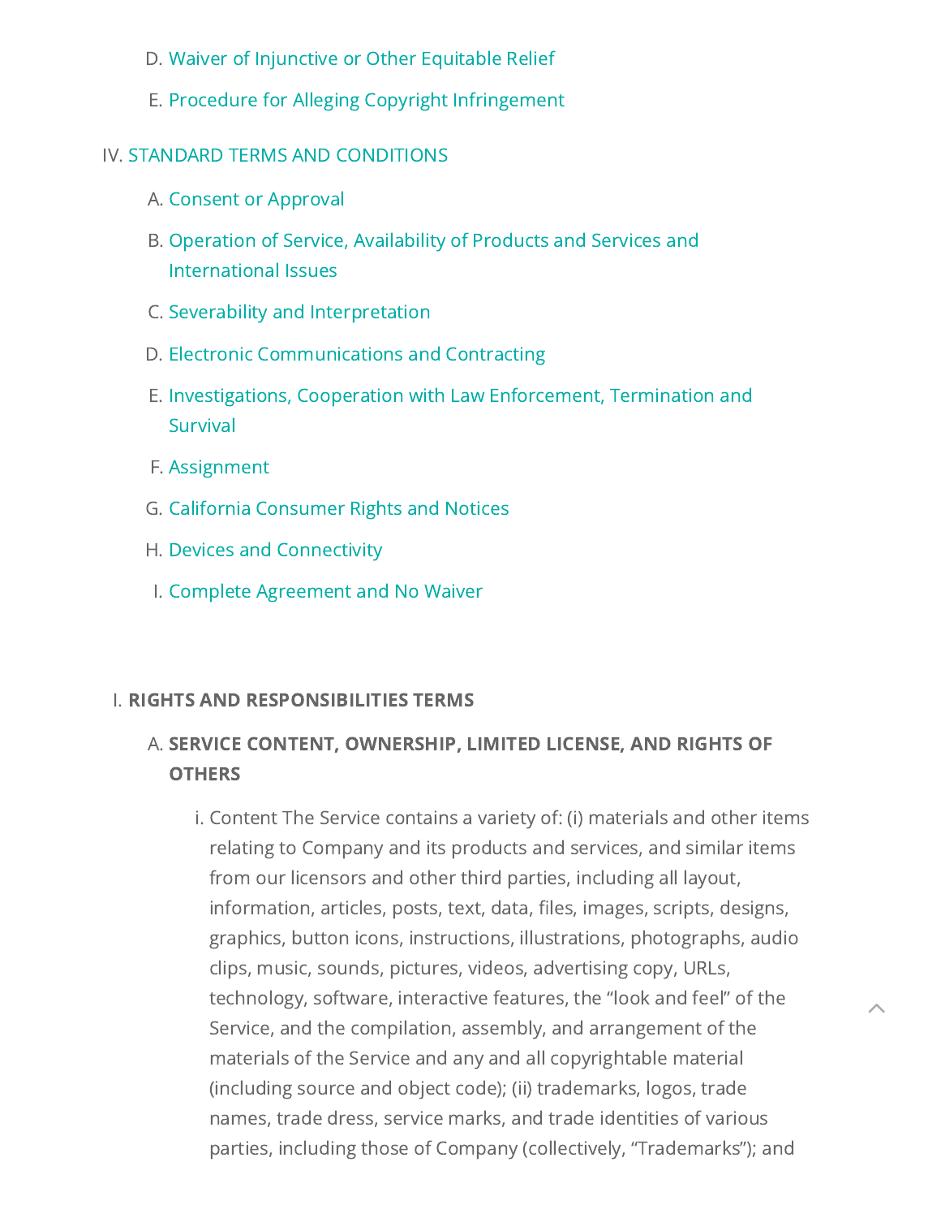D. Waiver of Injunctive or Other Equitable Relief

  E. Procedure for Alleging Copyright Infringement

IV. STANDARD TERMS AND CONDITIONS

  A. Consent or Approval

  B. Operation of Service, Availability of Products and Services and International Issues

  C. Severability and Interpretation

  D. Electronic Communications and Contracting

  E. Investigations, Cooperation with Law Enforcement, Termination and Survival

  F. Assignment

  G. California Consumer Rights and Notices

  H. Devices and Connectivity

  I. Complete Agreement and No Waiver

## I. RIGHTS AND RESPONSIBILITIES TERMS

### A. SERVICE CONTENT, OWNERSHIP, LIMITED LICENSE, AND RIGHTS OF OTHERS

i. Content The Service contains a variety of: (i) materials and other items relating to Company and its products and services, and similar items from our licensors and other third parties, including all layout, information, articles, posts, text, data, files, images, scripts, designs, graphics, button icons, instructions, illustrations, photographs, audio clips, music, sounds, pictures, videos, advertising copy, URLs, technology, software, interactive features, the "look and feel" of the Service, and the compilation, assembly, and arrangement of the materials of the Service and any and all copyrightable material (including source and object code); (ii) trademarks, logos, trade names, trade dress, service marks, and trade identities of various parties, including those of Company (collectively, "Trademarks"); and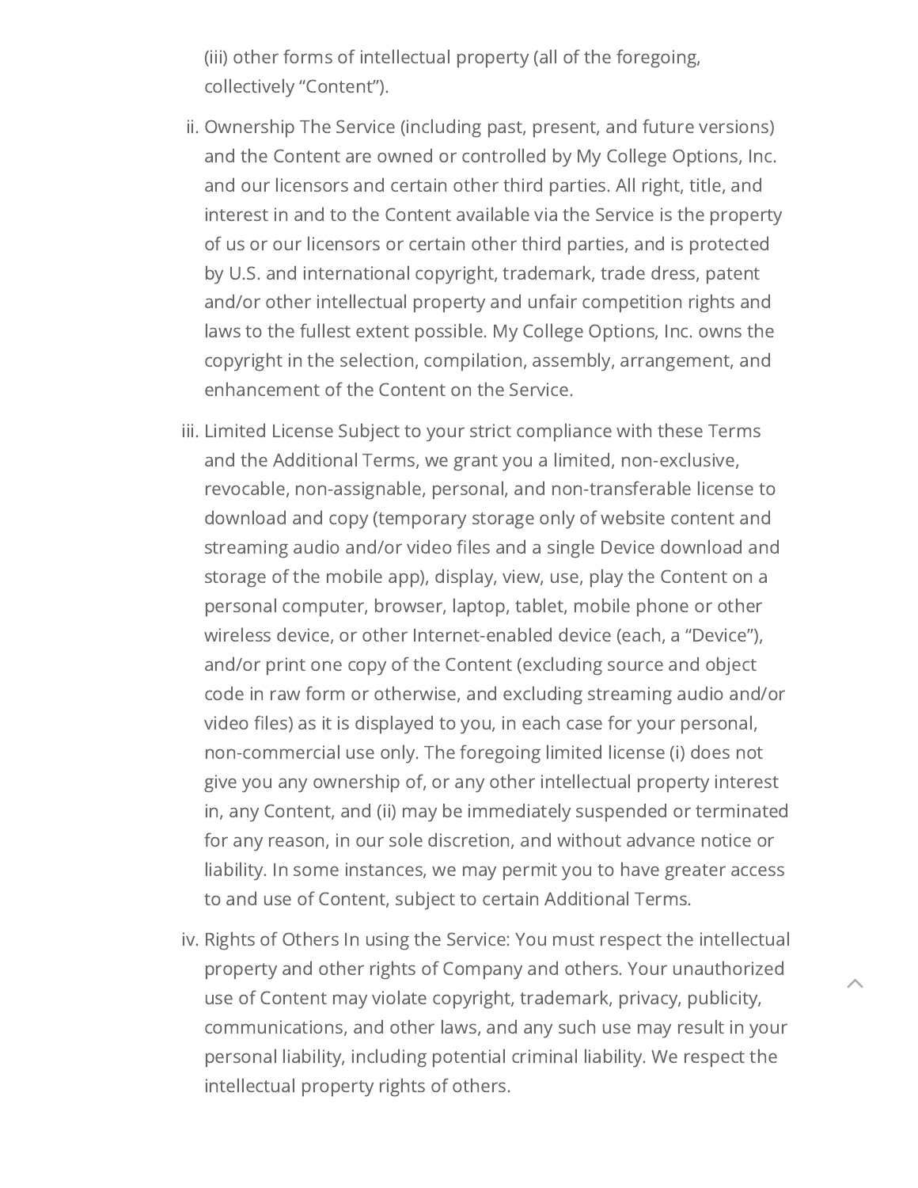(iii) other forms of intellectual property (all of the foregoing, collectively "Content").

ii. Ownership The Service (including past, present, and future versions) and the Content are owned or controlled by My College Options, Inc. and our licensors and certain other third parties. All right, title, and interest in and to the Content available via the Service is the property of us or our licensors or certain other third parties, and is protected by U.S. and international copyright, trademark, trade dress, patent and/or other intellectual property and unfair competition rights and laws to the fullest extent possible. My College Options, Inc. owns the copyright in the selection, compilation, assembly, arrangement, and enhancement of the Content on the Service.

iii. Limited License Subject to your strict compliance with these Terms and the Additional Terms, we grant you a limited, non-exclusive, revocable, non-assignable, personal, and non-transferable license to download and copy (temporary storage only of website content and streaming audio and/or video files and a single Device download and storage of the mobile app), display, view, use, play the Content on a personal computer, browser, laptop, tablet, mobile phone or other wireless device, or other Internet-enabled device (each, a "Device"), and/or print one copy of the Content (excluding source and object code in raw form or otherwise, and excluding streaming audio and/or video files) as it is displayed to you, in each case for your personal, non-commercial use only. The foregoing limited license (i) does not give you any ownership of, or any other intellectual property interest in, any Content, and (ii) may be immediately suspended or terminated for any reason, in our sole discretion, and without advance notice or liability. In some instances, we may permit you to have greater access to and use of Content, subject to certain Additional Terms.

iv. Rights of Others In using the Service: You must respect the intellectual property and other rights of Company and others. Your unauthorized use of Content may violate copyright, trademark, privacy, publicity, communications, and other laws, and any such use may result in your personal liability, including potential criminal liability. We respect the intellectual property rights of others.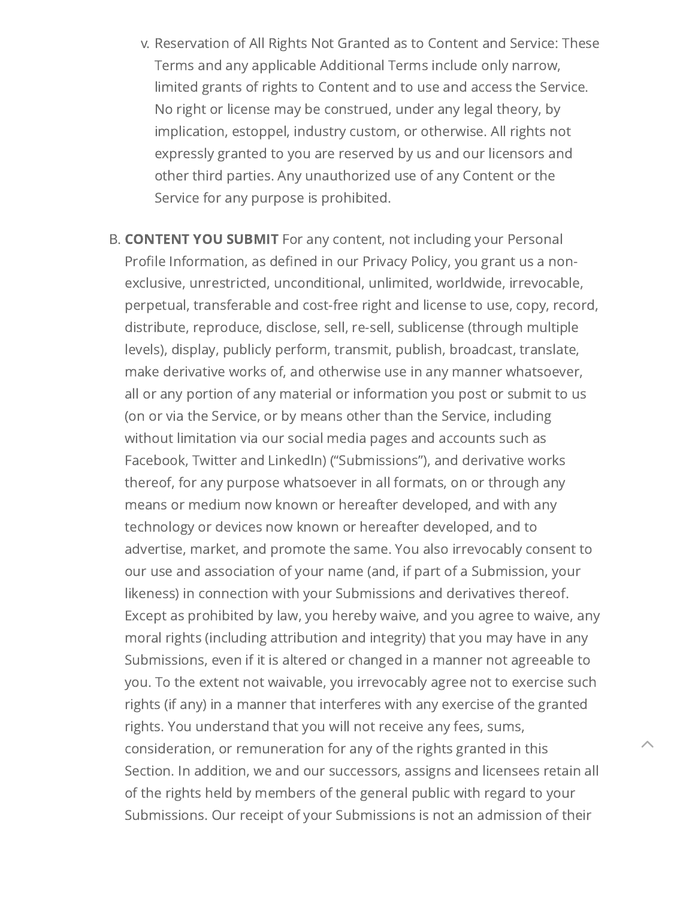v. Reservation of All Rights Not Granted as to Content and Service: These Terms and any applicable Additional Terms include only narrow, limited grants of rights to Content and to use and access the Service. No right or license may be construed, under any legal theory, by implication, estoppel, industry custom, or otherwise. All rights not expressly granted to you are reserved by us and our licensors and other third parties. Any unauthorized use of any Content or the Service for any purpose is prohibited.

B. **CONTENT YOU SUBMIT** For any content, not including your Personal Profile Information, as defined in our Privacy Policy, you grant us a non-exclusive, unrestricted, unconditional, unlimited, worldwide, irrevocable, perpetual, transferable and cost-free right and license to use, copy, record, distribute, reproduce, disclose, sell, re-sell, sublicense (through multiple levels), display, publicly perform, transmit, publish, broadcast, translate, make derivative works of, and otherwise use in any manner whatsoever, all or any portion of any material or information you post or submit to us (on or via the Service, or by means other than the Service, including without limitation via our social media pages and accounts such as Facebook, Twitter and LinkedIn) ("Submissions"), and derivative works thereof, for any purpose whatsoever in all formats, on or through any means or medium now known or hereafter developed, and with any technology or devices now known or hereafter developed, and to advertise, market, and promote the same. You also irrevocably consent to our use and association of your name (and, if part of a Submission, your likeness) in connection with your Submissions and derivatives thereof. Except as prohibited by law, you hereby waive, and you agree to waive, any moral rights (including attribution and integrity) that you may have in any Submissions, even if it is altered or changed in a manner not agreeable to you. To the extent not waivable, you irrevocably agree not to exercise such rights (if any) in a manner that interferes with any exercise of the granted rights. You understand that you will not receive any fees, sums, consideration, or remuneration for any of the rights granted in this Section. In addition, we and our successors, assigns and licensees retain all of the rights held by members of the general public with regard to your Submissions. Our receipt of your Submissions is not an admission of their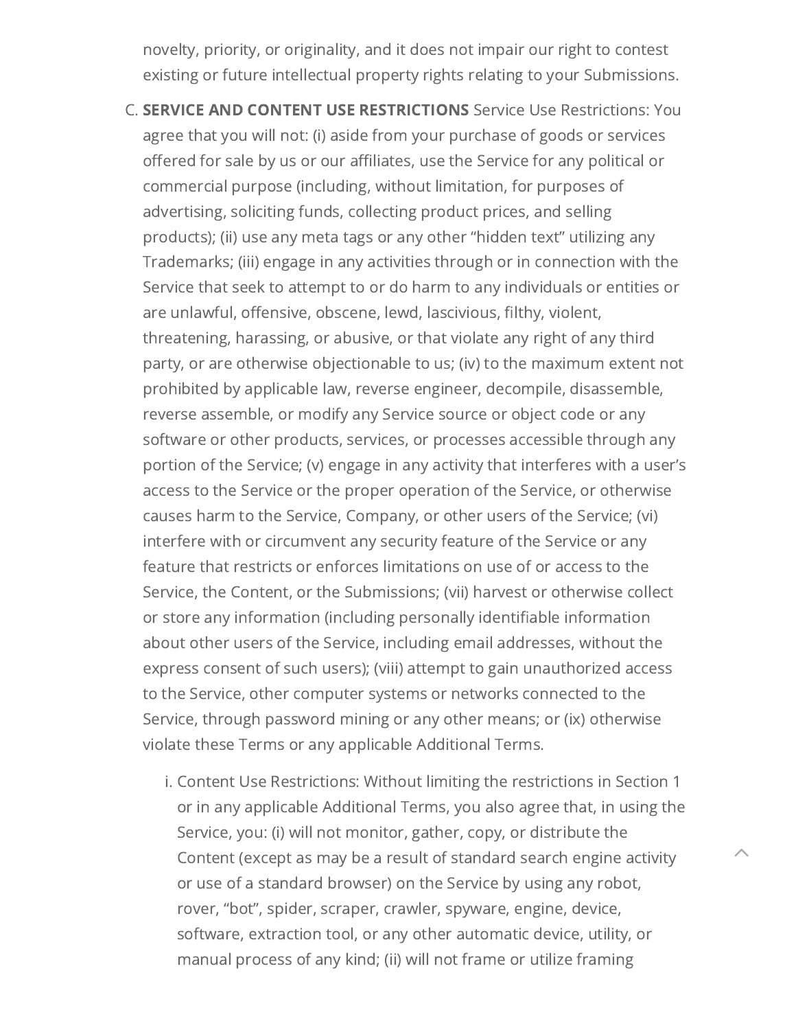novelty, priority, or originality, and it does not impair our right to contest existing or future intellectual property rights relating to your Submissions.

C. **SERVICE AND CONTENT USE RESTRICTIONS** Service Use Restrictions: You agree that you will not: (i) aside from your purchase of goods or services offered for sale by us or our affiliates, use the Service for any political or commercial purpose (including, without limitation, for purposes of advertising, soliciting funds, collecting product prices, and selling products); (ii) use any meta tags or any other "hidden text" utilizing any Trademarks; (iii) engage in any activities through or in connection with the Service that seek to attempt to or do harm to any individuals or entities or are unlawful, offensive, obscene, lewd, lascivious, filthy, violent, threatening, harassing, or abusive, or that violate any right of any third party, or are otherwise objectionable to us; (iv) to the maximum extent not prohibited by applicable law, reverse engineer, decompile, disassemble, reverse assemble, or modify any Service source or object code or any software or other products, services, or processes accessible through any portion of the Service; (v) engage in any activity that interferes with a user's access to the Service or the proper operation of the Service, or otherwise causes harm to the Service, Company, or other users of the Service; (vi) interfere with or circumvent any security feature of the Service or any feature that restricts or enforces limitations on use of or access to the Service, the Content, or the Submissions; (vii) harvest or otherwise collect or store any information (including personally identifiable information about other users of the Service, including email addresses, without the express consent of such users); (viii) attempt to gain unauthorized access to the Service, other computer systems or networks connected to the Service, through password mining or any other means; or (ix) otherwise violate these Terms or any applicable Additional Terms.

   i. Content Use Restrictions: Without limiting the restrictions in Section 1 or in any applicable Additional Terms, you also agree that, in using the Service, you: (i) will not monitor, gather, copy, or distribute the Content (except as may be a result of standard search engine activity or use of a standard browser) on the Service by using any robot, rover, "bot", spider, scraper, crawler, spyware, engine, device, software, extraction tool, or any other automatic device, utility, or manual process of any kind; (ii) will not frame or utilize framing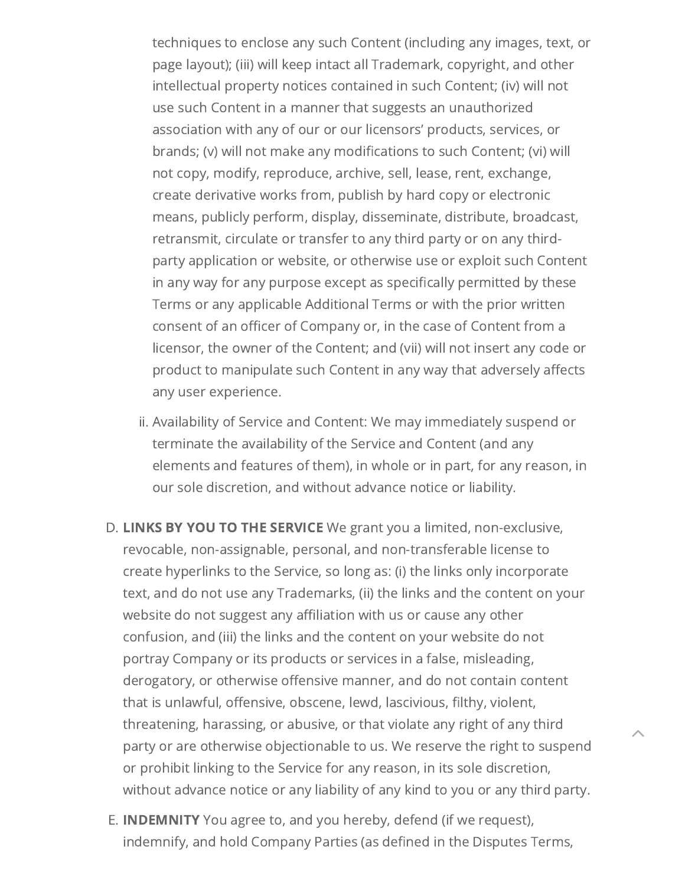techniques to enclose any such Content (including any images, text, or page layout); (iii) will keep intact all Trademark, copyright, and other intellectual property notices contained in such Content; (iv) will not use such Content in a manner that suggests an unauthorized association with any of our or our licensors' products, services, or brands; (v) will not make any modifications to such Content; (vi) will not copy, modify, reproduce, archive, sell, lease, rent, exchange, create derivative works from, publish by hard copy or electronic means, publicly perform, display, disseminate, distribute, broadcast, retransmit, circulate or transfer to any third party or on any third-party application or website, or otherwise use or exploit such Content in any way for any purpose except as specifically permitted by these Terms or any applicable Additional Terms or with the prior written consent of an officer of Company or, in the case of Content from a licensor, the owner of the Content; and (vii) will not insert any code or product to manipulate such Content in any way that adversely affects any user experience.

ii. Availability of Service and Content: We may immediately suspend or terminate the availability of the Service and Content (and any elements and features of them), in whole or in part, for any reason, in our sole discretion, and without advance notice or liability.

D. **LINKS BY YOU TO THE SERVICE** We grant you a limited, non-exclusive, revocable, non-assignable, personal, and non-transferable license to create hyperlinks to the Service, so long as: (i) the links only incorporate text, and do not use any Trademarks, (ii) the links and the content on your website do not suggest any affiliation with us or cause any other confusion, and (iii) the links and the content on your website do not portray Company or its products or services in a false, misleading, derogatory, or otherwise offensive manner, and do not contain content that is unlawful, offensive, obscene, lewd, lascivious, filthy, violent, threatening, harassing, or abusive, or that violate any right of any third party or are otherwise objectionable to us. We reserve the right to suspend or prohibit linking to the Service for any reason, in its sole discretion, without advance notice or any liability of any kind to you or any third party.

E. **INDEMNITY** You agree to, and you hereby, defend (if we request), indemnify, and hold Company Parties (as defined in the Disputes Terms,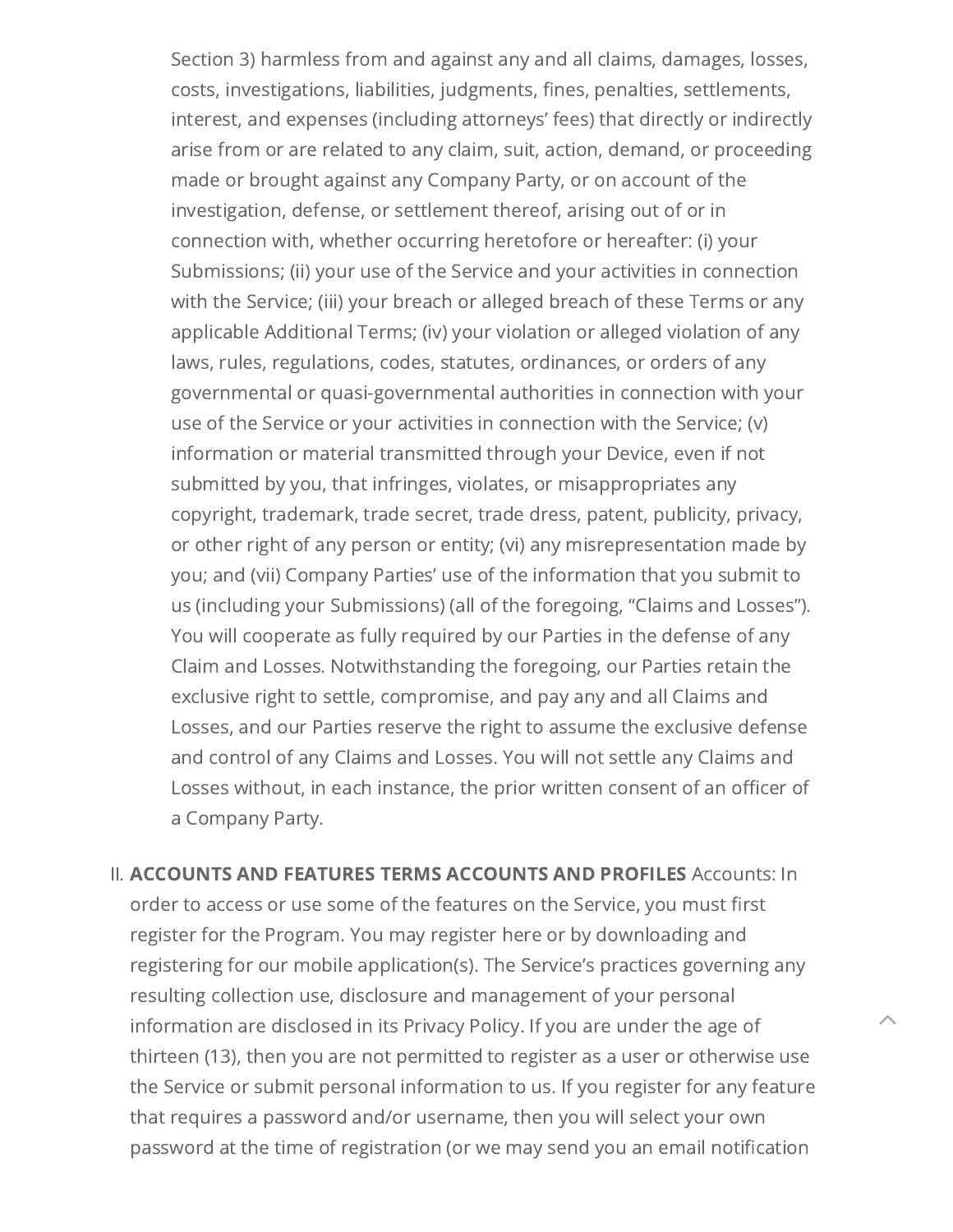Section 3) harmless from and against any and all claims, damages, losses, costs, investigations, liabilities, judgments, fines, penalties, settlements, interest, and expenses (including attorneys' fees) that directly or indirectly arise from or are related to any claim, suit, action, demand, or proceeding made or brought against any Company Party, or on account of the investigation, defense, or settlement thereof, arising out of or in connection with, whether occurring heretofore or hereafter: (i) your Submissions; (ii) your use of the Service and your activities in connection with the Service; (iii) your breach or alleged breach of these Terms or any applicable Additional Terms; (iv) your violation or alleged violation of any laws, rules, regulations, codes, statutes, ordinances, or orders of any governmental or quasi-governmental authorities in connection with your use of the Service or your activities in connection with the Service; (v) information or material transmitted through your Device, even if not submitted by you, that infringes, violates, or misappropriates any copyright, trademark, trade secret, trade dress, patent, publicity, privacy, or other right of any person or entity; (vi) any misrepresentation made by you; and (vii) Company Parties' use of the information that you submit to us (including your Submissions) (all of the foregoing, "Claims and Losses"). You will cooperate as fully required by our Parties in the defense of any Claim and Losses. Notwithstanding the foregoing, our Parties retain the exclusive right to settle, compromise, and pay any and all Claims and Losses, and our Parties reserve the right to assume the exclusive defense and control of any Claims and Losses. You will not settle any Claims and Losses without, in each instance, the prior written consent of an officer of a Company Party.

II. **ACCOUNTS AND FEATURES TERMS ACCOUNTS AND PROFILES** Accounts: In order to access or use some of the features on the Service, you must first register for the Program. You may register here or by downloading and registering for our mobile application(s). The Service's practices governing any resulting collection use, disclosure and management of your personal information are disclosed in its Privacy Policy. If you are under the age of thirteen (13), then you are not permitted to register as a user or otherwise use the Service or submit personal information to us. If you register for any feature that requires a password and/or username, then you will select your own password at the time of registration (or we may send you an email notification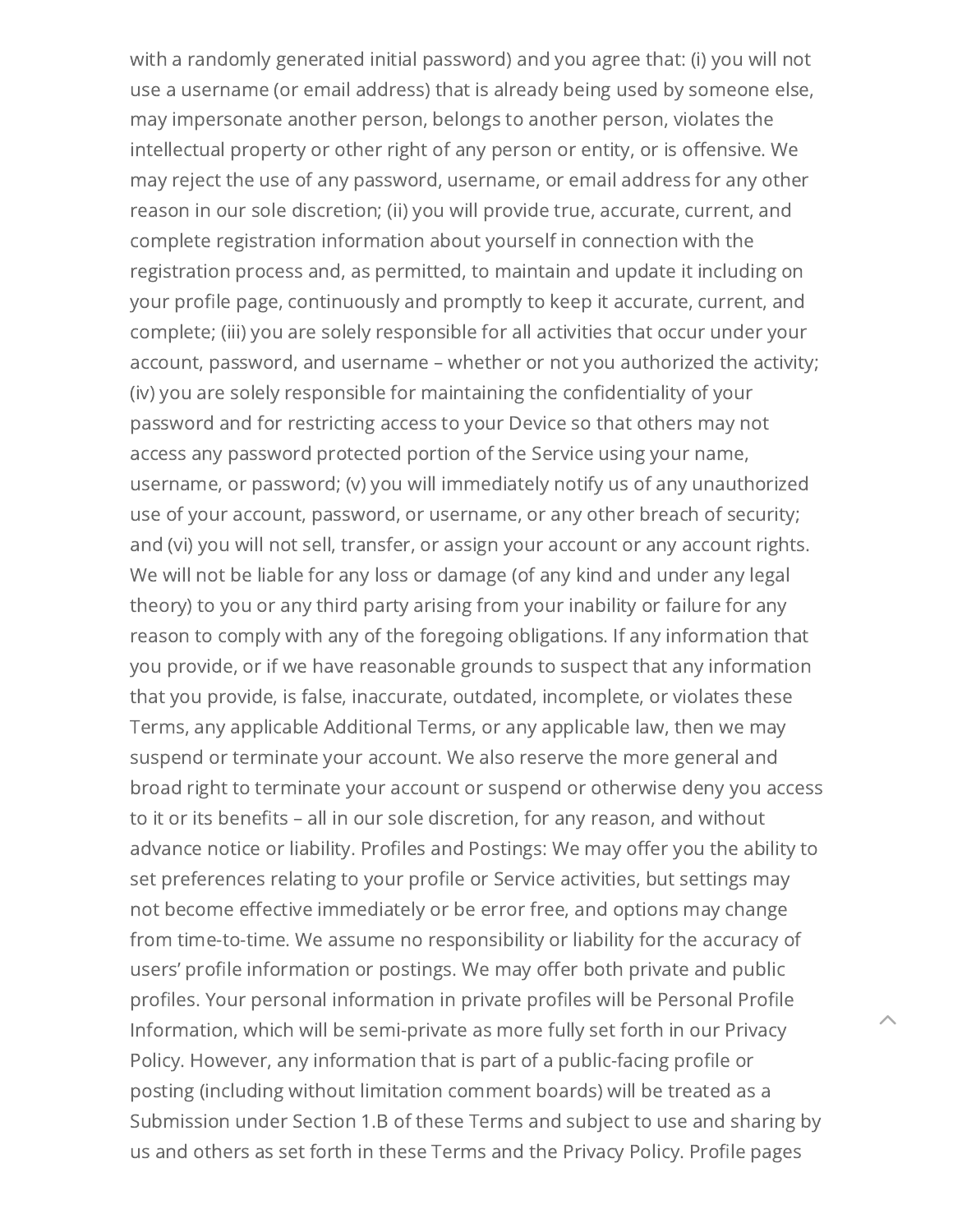with a randomly generated initial password) and you agree that: (i) you will not use a username (or email address) that is already being used by someone else, may impersonate another person, belongs to another person, violates the intellectual property or other right of any person or entity, or is offensive. We may reject the use of any password, username, or email address for any other reason in our sole discretion; (ii) you will provide true, accurate, current, and complete registration information about yourself in connection with the registration process and, as permitted, to maintain and update it including on your profile page, continuously and promptly to keep it accurate, current, and complete; (iii) you are solely responsible for all activities that occur under your account, password, and username – whether or not you authorized the activity; (iv) you are solely responsible for maintaining the confidentiality of your password and for restricting access to your Device so that others may not access any password protected portion of the Service using your name, username, or password; (v) you will immediately notify us of any unauthorized use of your account, password, or username, or any other breach of security; and (vi) you will not sell, transfer, or assign your account or any account rights. We will not be liable for any loss or damage (of any kind and under any legal theory) to you or any third party arising from your inability or failure for any reason to comply with any of the foregoing obligations. If any information that you provide, or if we have reasonable grounds to suspect that any information that you provide, is false, inaccurate, outdated, incomplete, or violates these Terms, any applicable Additional Terms, or any applicable law, then we may suspend or terminate your account. We also reserve the more general and broad right to terminate your account or suspend or otherwise deny you access to it or its benefits – all in our sole discretion, for any reason, and without advance notice or liability. Profiles and Postings: We may offer you the ability to set preferences relating to your profile or Service activities, but settings may not become effective immediately or be error free, and options may change from time-to-time. We assume no responsibility or liability for the accuracy of users' profile information or postings. We may offer both private and public profiles. Your personal information in private profiles will be Personal Profile Information, which will be semi-private as more fully set forth in our Privacy Policy. However, any information that is part of a public-facing profile or posting (including without limitation comment boards) will be treated as a Submission under Section 1.B of these Terms and subject to use and sharing by us and others as set forth in these Terms and the Privacy Policy. Profile pages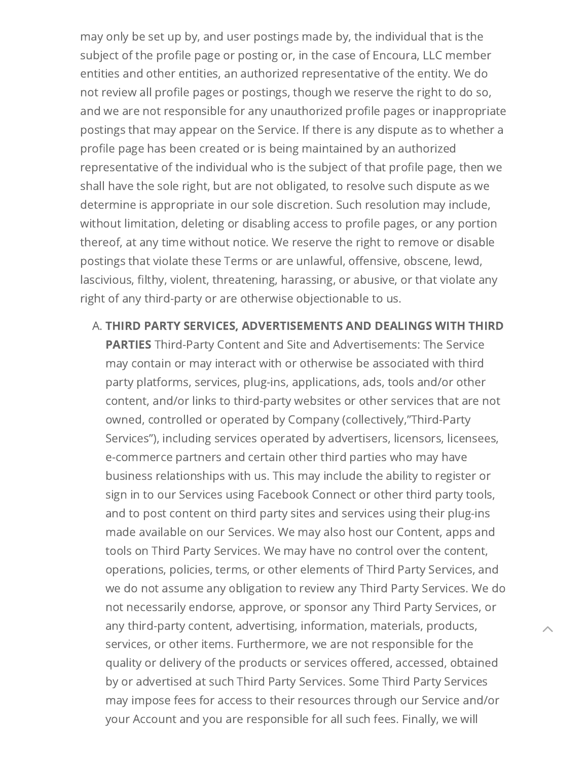may only be set up by, and user postings made by, the individual that is the subject of the profile page or posting or, in the case of Encoura, LLC member entities and other entities, an authorized representative of the entity. We do not review all profile pages or postings, though we reserve the right to do so, and we are not responsible for any unauthorized profile pages or inappropriate postings that may appear on the Service. If there is any dispute as to whether a profile page has been created or is being maintained by an authorized representative of the individual who is the subject of that profile page, then we shall have the sole right, but are not obligated, to resolve such dispute as we determine is appropriate in our sole discretion. Such resolution may include, without limitation, deleting or disabling access to profile pages, or any portion thereof, at any time without notice. We reserve the right to remove or disable postings that violate these Terms or are unlawful, offensive, obscene, lewd, lascivious, filthy, violent, threatening, harassing, or abusive, or that violate any right of any third-party or are otherwise objectionable to us.

A. **THIRD PARTY SERVICES, ADVERTISEMENTS AND DEALINGS WITH THIRD PARTIES** Third-Party Content and Site and Advertisements: The Service may contain or may interact with or otherwise be associated with third party platforms, services, plug-ins, applications, ads, tools and/or other content, and/or links to third-party websites or other services that are not owned, controlled or operated by Company (collectively,"Third-Party Services"), including services operated by advertisers, licensors, licensees, e-commerce partners and certain other third parties who may have business relationships with us. This may include the ability to register or sign in to our Services using Facebook Connect or other third party tools, and to post content on third party sites and services using their plug-ins made available on our Services. We may also host our Content, apps and tools on Third Party Services. We may have no control over the content, operations, policies, terms, or other elements of Third Party Services, and we do not assume any obligation to review any Third Party Services. We do not necessarily endorse, approve, or sponsor any Third Party Services, or any third-party content, advertising, information, materials, products, services, or other items. Furthermore, we are not responsible for the quality or delivery of the products or services offered, accessed, obtained by or advertised at such Third Party Services. Some Third Party Services may impose fees for access to their resources through our Service and/or your Account and you are responsible for all such fees. Finally, we will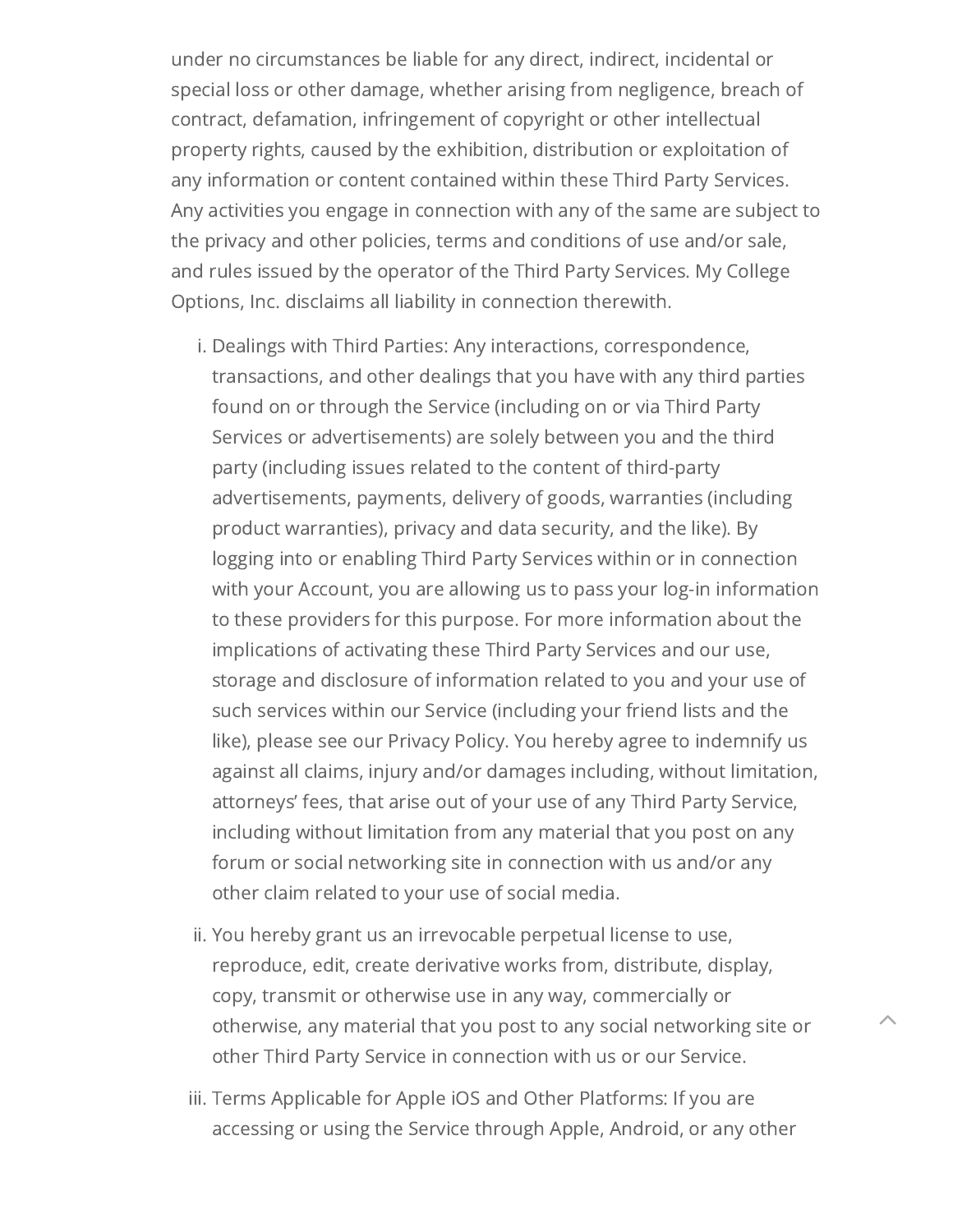under no circumstances be liable for any direct, indirect, incidental or special loss or other damage, whether arising from negligence, breach of contract, defamation, infringement of copyright or other intellectual property rights, caused by the exhibition, distribution or exploitation of any information or content contained within these Third Party Services. Any activities you engage in connection with any of the same are subject to the privacy and other policies, terms and conditions of use and/or sale, and rules issued by the operator of the Third Party Services. My College Options, Inc. disclaims all liability in connection therewith.

i. Dealings with Third Parties: Any interactions, correspondence, transactions, and other dealings that you have with any third parties found on or through the Service (including on or via Third Party Services or advertisements) are solely between you and the third party (including issues related to the content of third-party advertisements, payments, delivery of goods, warranties (including product warranties), privacy and data security, and the like). By logging into or enabling Third Party Services within or in connection with your Account, you are allowing us to pass your log-in information to these providers for this purpose. For more information about the implications of activating these Third Party Services and our use, storage and disclosure of information related to you and your use of such services within our Service (including your friend lists and the like), please see our Privacy Policy. You hereby agree to indemnify us against all claims, injury and/or damages including, without limitation, attorneys' fees, that arise out of your use of any Third Party Service, including without limitation from any material that you post on any forum or social networking site in connection with us and/or any other claim related to your use of social media.

ii. You hereby grant us an irrevocable perpetual license to use, reproduce, edit, create derivative works from, distribute, display, copy, transmit or otherwise use in any way, commercially or otherwise, any material that you post to any social networking site or other Third Party Service in connection with us or our Service.

iii. Terms Applicable for Apple iOS and Other Platforms: If you are accessing or using the Service through Apple, Android, or any other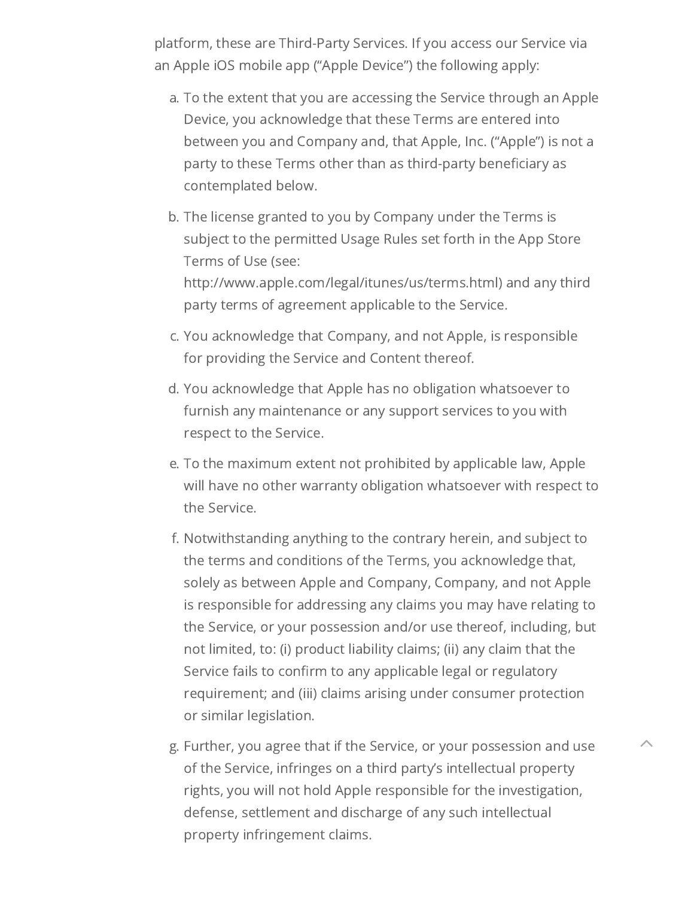platform, these are Third-Party Services. If you access our Service via an Apple iOS mobile app ("Apple Device") the following apply:

a. To the extent that you are accessing the Service through an Apple Device, you acknowledge that these Terms are entered into between you and Company and, that Apple, Inc. ("Apple") is not a party to these Terms other than as third-party beneficiary as contemplated below.

b. The license granted to you by Company under the Terms is subject to the permitted Usage Rules set forth in the App Store Terms of Use (see: http://www.apple.com/legal/itunes/us/terms.html) and any third party terms of agreement applicable to the Service.

c. You acknowledge that Company, and not Apple, is responsible for providing the Service and Content thereof.

d. You acknowledge that Apple has no obligation whatsoever to furnish any maintenance or any support services to you with respect to the Service.

e. To the maximum extent not prohibited by applicable law, Apple will have no other warranty obligation whatsoever with respect to the Service.

f. Notwithstanding anything to the contrary herein, and subject to the terms and conditions of the Terms, you acknowledge that, solely as between Apple and Company, Company, and not Apple is responsible for addressing any claims you may have relating to the Service, or your possession and/or use thereof, including, but not limited, to: (i) product liability claims; (ii) any claim that the Service fails to confirm to any applicable legal or regulatory requirement; and (iii) claims arising under consumer protection or similar legislation.

g. Further, you agree that if the Service, or your possession and use of the Service, infringes on a third party's intellectual property rights, you will not hold Apple responsible for the investigation, defense, settlement and discharge of any such intellectual property infringement claims.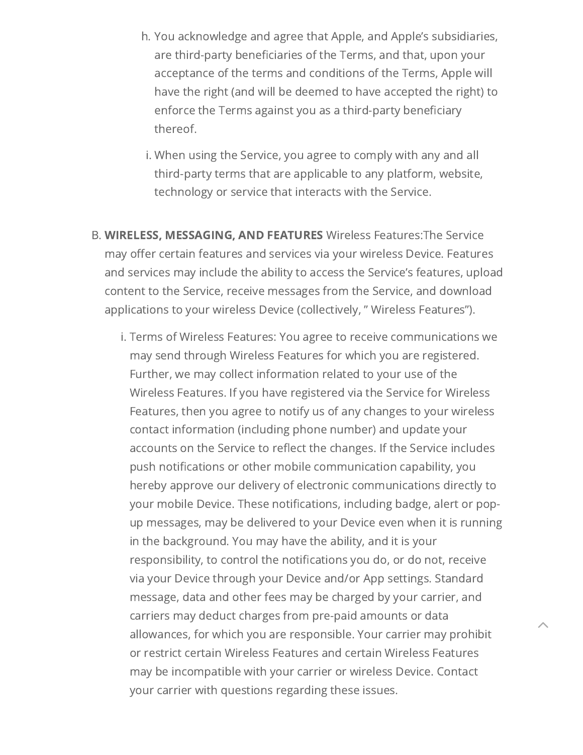h. You acknowledge and agree that Apple, and Apple's subsidiaries, are third-party beneficiaries of the Terms, and that, upon your acceptance of the terms and conditions of the Terms, Apple will have the right (and will be deemed to have accepted the right) to enforce the Terms against you as a third-party beneficiary thereof.

i. When using the Service, you agree to comply with any and all third-party terms that are applicable to any platform, website, technology or service that interacts with the Service.

B. **WIRELESS, MESSAGING, AND FEATURES** Wireless Features:The Service may offer certain features and services via your wireless Device. Features and services may include the ability to access the Service's features, upload content to the Service, receive messages from the Service, and download applications to your wireless Device (collectively, " Wireless Features").

i. Terms of Wireless Features: You agree to receive communications we may send through Wireless Features for which you are registered. Further, we may collect information related to your use of the Wireless Features. If you have registered via the Service for Wireless Features, then you agree to notify us of any changes to your wireless contact information (including phone number) and update your accounts on the Service to reflect the changes. If the Service includes push notifications or other mobile communication capability, you hereby approve our delivery of electronic communications directly to your mobile Device. These notifications, including badge, alert or pop-up messages, may be delivered to your Device even when it is running in the background. You may have the ability, and it is your responsibility, to control the notifications you do, or do not, receive via your Device through your Device and/or App settings. Standard message, data and other fees may be charged by your carrier, and carriers may deduct charges from pre-paid amounts or data allowances, for which you are responsible. Your carrier may prohibit or restrict certain Wireless Features and certain Wireless Features may be incompatible with your carrier or wireless Device. Contact your carrier with questions regarding these issues.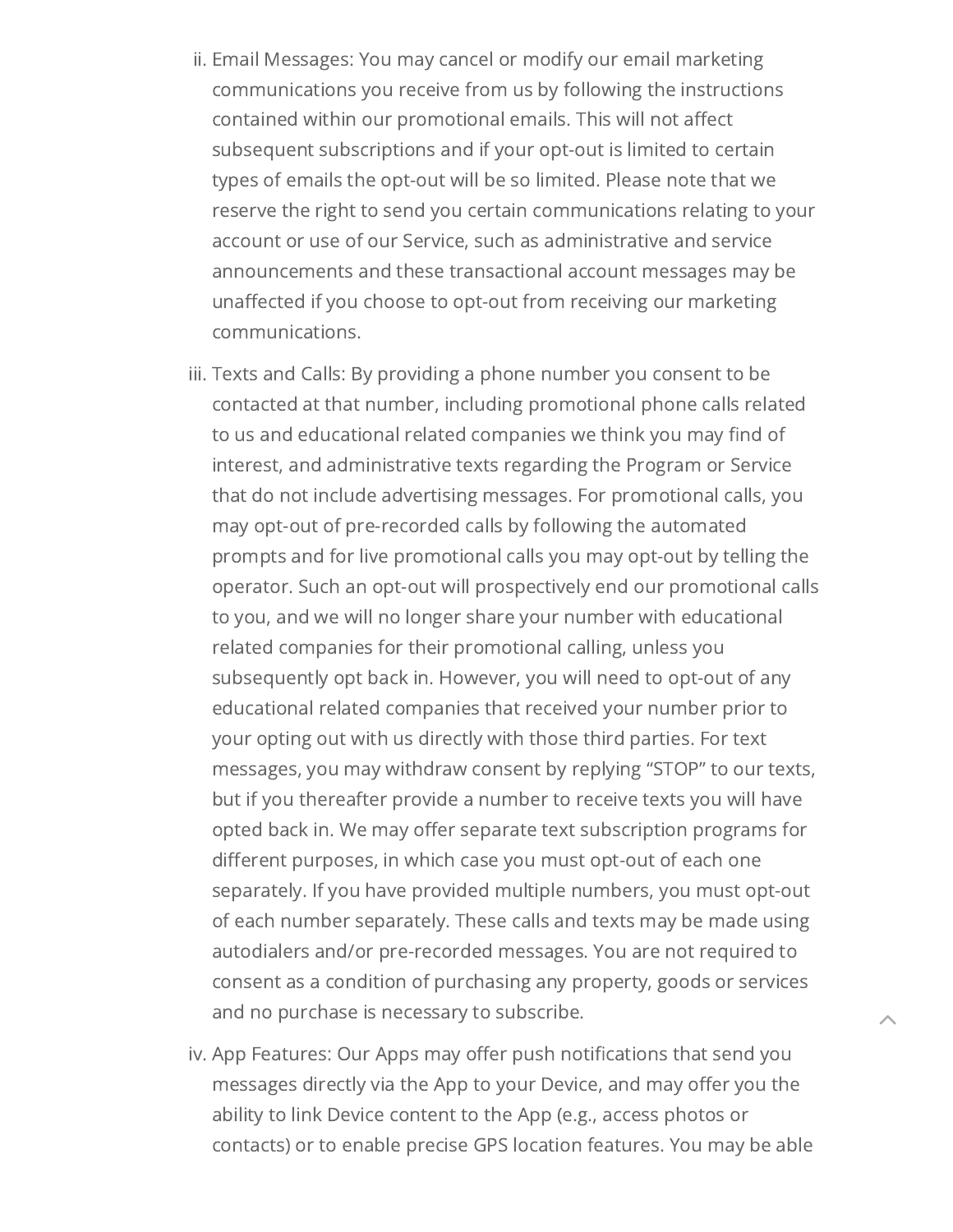ii. Email Messages: You may cancel or modify our email marketing communications you receive from us by following the instructions contained within our promotional emails. This will not affect subsequent subscriptions and if your opt-out is limited to certain types of emails the opt-out will be so limited. Please note that we reserve the right to send you certain communications relating to your account or use of our Service, such as administrative and service announcements and these transactional account messages may be unaffected if you choose to opt-out from receiving our marketing communications.

iii. Texts and Calls: By providing a phone number you consent to be contacted at that number, including promotional phone calls related to us and educational related companies we think you may find of interest, and administrative texts regarding the Program or Service that do not include advertising messages. For promotional calls, you may opt-out of pre-recorded calls by following the automated prompts and for live promotional calls you may opt-out by telling the operator. Such an opt-out will prospectively end our promotional calls to you, and we will no longer share your number with educational related companies for their promotional calling, unless you subsequently opt back in. However, you will need to opt-out of any educational related companies that received your number prior to your opting out with us directly with those third parties. For text messages, you may withdraw consent by replying "STOP" to our texts, but if you thereafter provide a number to receive texts you will have opted back in. We may offer separate text subscription programs for different purposes, in which case you must opt-out of each one separately. If you have provided multiple numbers, you must opt-out of each number separately. These calls and texts may be made using autodialers and/or pre-recorded messages. You are not required to consent as a condition of purchasing any property, goods or services and no purchase is necessary to subscribe.

iv. App Features: Our Apps may offer push notifications that send you messages directly via the App to your Device, and may offer you the ability to link Device content to the App (e.g., access photos or contacts) or to enable precise GPS location features. You may be able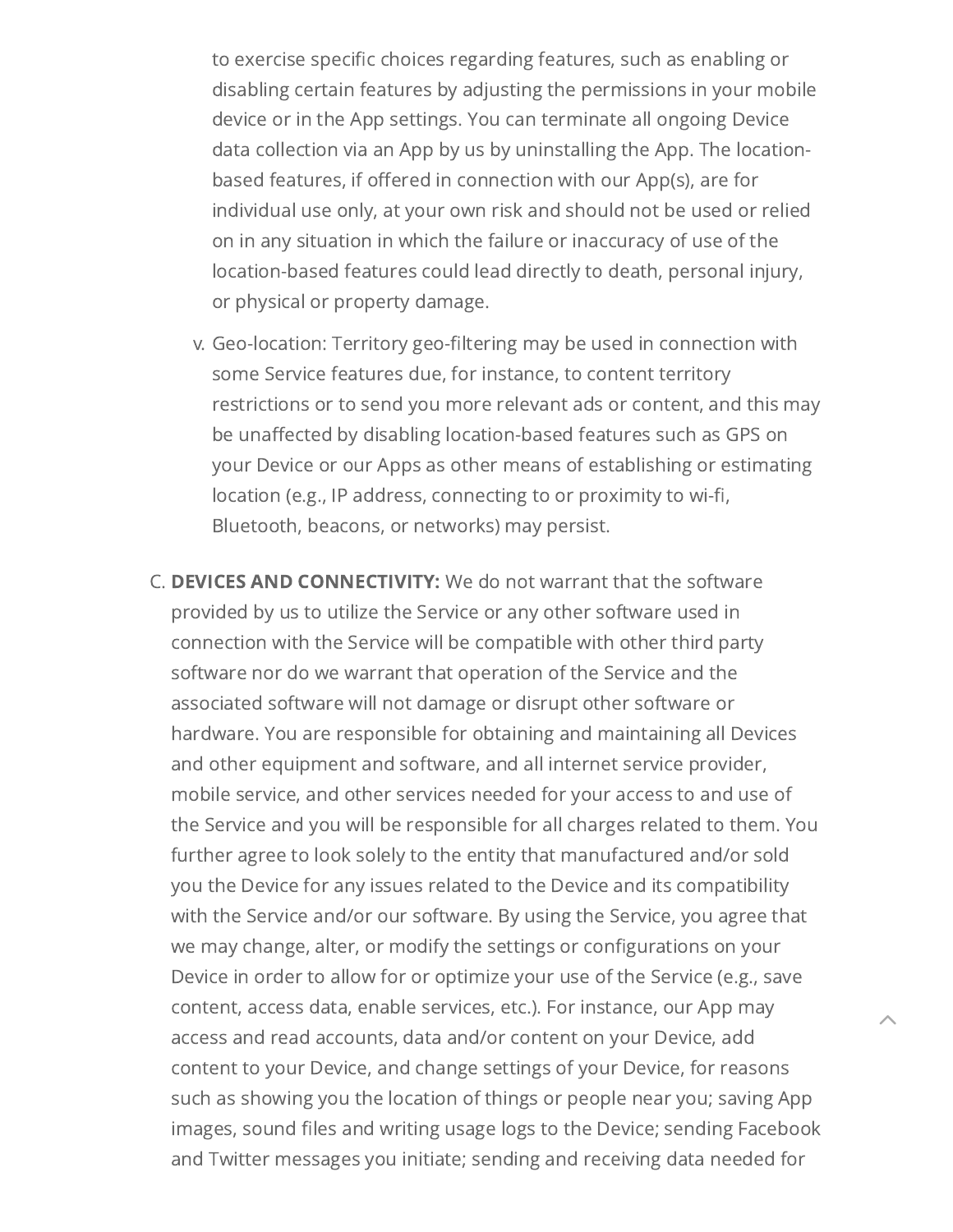to exercise specific choices regarding features, such as enabling or disabling certain features by adjusting the permissions in your mobile device or in the App settings. You can terminate all ongoing Device data collection via an App by us by uninstalling the App. The location-based features, if offered in connection with our App(s), are for individual use only, at your own risk and should not be used or relied on in any situation in which the failure or inaccuracy of use of the location-based features could lead directly to death, personal injury, or physical or property damage.

v. Geo-location: Territory geo-filtering may be used in connection with some Service features due, for instance, to content territory restrictions or to send you more relevant ads or content, and this may be unaffected by disabling location-based features such as GPS on your Device or our Apps as other means of establishing or estimating location (e.g., IP address, connecting to or proximity to wi-fi, Bluetooth, beacons, or networks) may persist.

C. **DEVICES AND CONNECTIVITY:** We do not warrant that the software provided by us to utilize the Service or any other software used in connection with the Service will be compatible with other third party software nor do we warrant that operation of the Service and the associated software will not damage or disrupt other software or hardware. You are responsible for obtaining and maintaining all Devices and other equipment and software, and all internet service provider, mobile service, and other services needed for your access to and use of the Service and you will be responsible for all charges related to them. You further agree to look solely to the entity that manufactured and/or sold you the Device for any issues related to the Device and its compatibility with the Service and/or our software. By using the Service, you agree that we may change, alter, or modify the settings or configurations on your Device in order to allow for or optimize your use of the Service (e.g., save content, access data, enable services, etc.). For instance, our App may access and read accounts, data and/or content on your Device, add content to your Device, and change settings of your Device, for reasons such as showing you the location of things or people near you; saving App images, sound files and writing usage logs to the Device; sending Facebook and Twitter messages you initiate; sending and receiving data needed for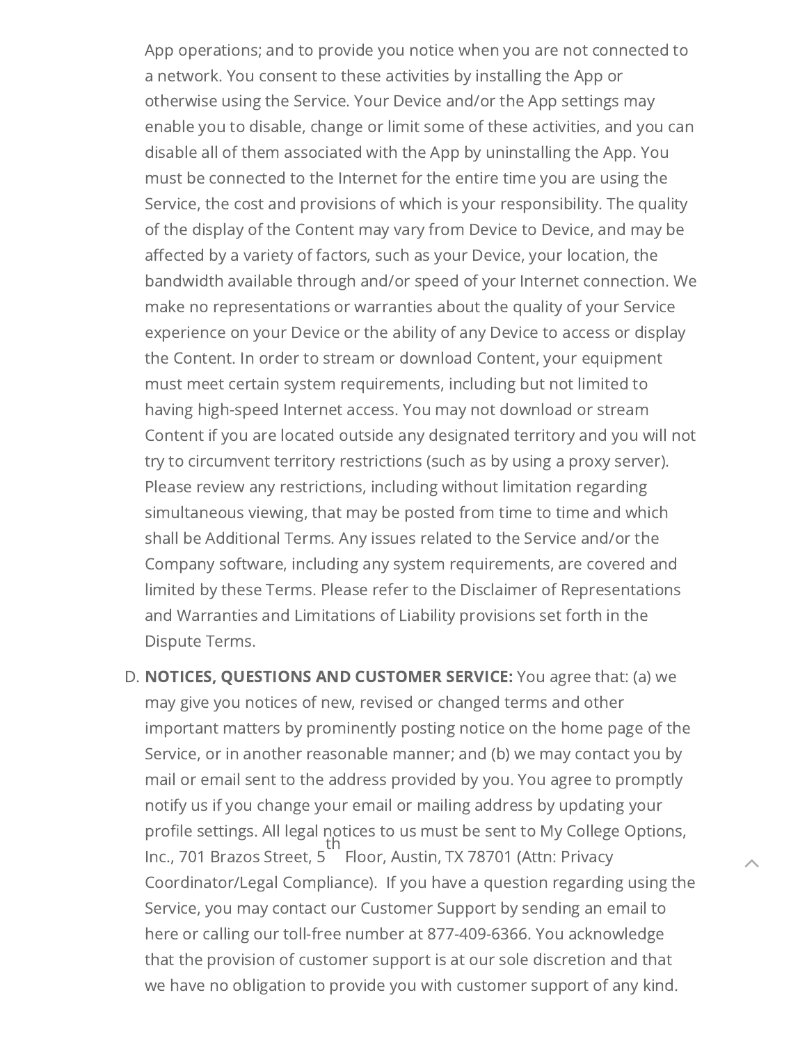App operations; and to provide you notice when you are not connected to a network. You consent to these activities by installing the App or otherwise using the Service. Your Device and/or the App settings may enable you to disable, change or limit some of these activities, and you can disable all of them associated with the App by uninstalling the App. You must be connected to the Internet for the entire time you are using the Service, the cost and provisions of which is your responsibility. The quality of the display of the Content may vary from Device to Device, and may be affected by a variety of factors, such as your Device, your location, the bandwidth available through and/or speed of your Internet connection. We make no representations or warranties about the quality of your Service experience on your Device or the ability of any Device to access or display the Content. In order to stream or download Content, your equipment must meet certain system requirements, including but not limited to having high-speed Internet access. You may not download or stream Content if you are located outside any designated territory and you will not try to circumvent territory restrictions (such as by using a proxy server). Please review any restrictions, including without limitation regarding simultaneous viewing, that may be posted from time to time and which shall be Additional Terms. Any issues related to the Service and/or the Company software, including any system requirements, are covered and limited by these Terms. Please refer to the Disclaimer of Representations and Warranties and Limitations of Liability provisions set forth in the Dispute Terms.

D. **NOTICES, QUESTIONS AND CUSTOMER SERVICE:** You agree that: (a) we may give you notices of new, revised or changed terms and other important matters by prominently posting notice on the home page of the Service, or in another reasonable manner; and (b) we may contact you by mail or email sent to the address provided by you. You agree to promptly notify us if you change your email or mailing address by updating your profile settings. All legal notices to us must be sent to My College Options, Inc., 701 Brazos Street, 5th Floor, Austin, TX 78701 (Attn: Privacy Coordinator/Legal Compliance). If you have a question regarding using the Service, you may contact our Customer Support by sending an email to here or calling our toll-free number at 877-409-6366. You acknowledge that the provision of customer support is at our sole discretion and that we have no obligation to provide you with customer support of any kind.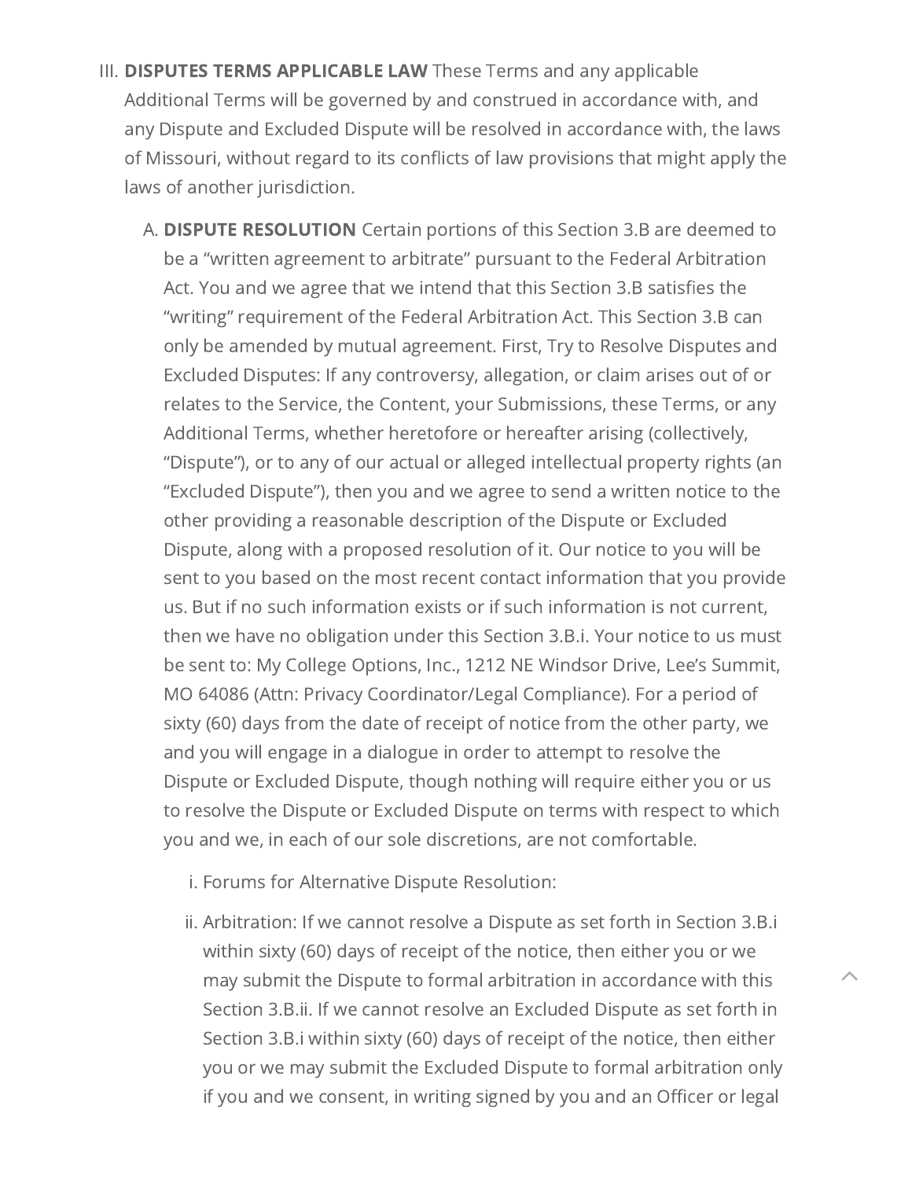III. **DISPUTES TERMS APPLICABLE LAW** These Terms and any applicable Additional Terms will be governed by and construed in accordance with, and any Dispute and Excluded Dispute will be resolved in accordance with, the laws of Missouri, without regard to its conflicts of law provisions that might apply the laws of another jurisdiction.

   A. **DISPUTE RESOLUTION** Certain portions of this Section 3.B are deemed to be a "written agreement to arbitrate" pursuant to the Federal Arbitration Act. You and we agree that we intend that this Section 3.B satisfies the "writing" requirement of the Federal Arbitration Act. This Section 3.B can only be amended by mutual agreement. First, Try to Resolve Disputes and Excluded Disputes: If any controversy, allegation, or claim arises out of or relates to the Service, the Content, your Submissions, these Terms, or any Additional Terms, whether heretofore or hereafter arising (collectively, "Dispute"), or to any of our actual or alleged intellectual property rights (an "Excluded Dispute"), then you and we agree to send a written notice to the other providing a reasonable description of the Dispute or Excluded Dispute, along with a proposed resolution of it. Our notice to you will be sent to you based on the most recent contact information that you provide us. But if no such information exists or if such information is not current, then we have no obligation under this Section 3.B.i. Your notice to us must be sent to: My College Options, Inc., 1212 NE Windsor Drive, Lee's Summit, MO 64086 (Attn: Privacy Coordinator/Legal Compliance). For a period of sixty (60) days from the date of receipt of notice from the other party, we and you will engage in a dialogue in order to attempt to resolve the Dispute or Excluded Dispute, though nothing will require either you or us to resolve the Dispute or Excluded Dispute on terms with respect to which you and we, in each of our sole discretions, are not comfortable.

      i. Forums for Alternative Dispute Resolution:

      ii. Arbitration: If we cannot resolve a Dispute as set forth in Section 3.B.i within sixty (60) days of receipt of the notice, then either you or we may submit the Dispute to formal arbitration in accordance with this Section 3.B.ii. If we cannot resolve an Excluded Dispute as set forth in Section 3.B.i within sixty (60) days of receipt of the notice, then either you or we may submit the Excluded Dispute to formal arbitration only if you and we consent, in writing signed by you and an Officer or legal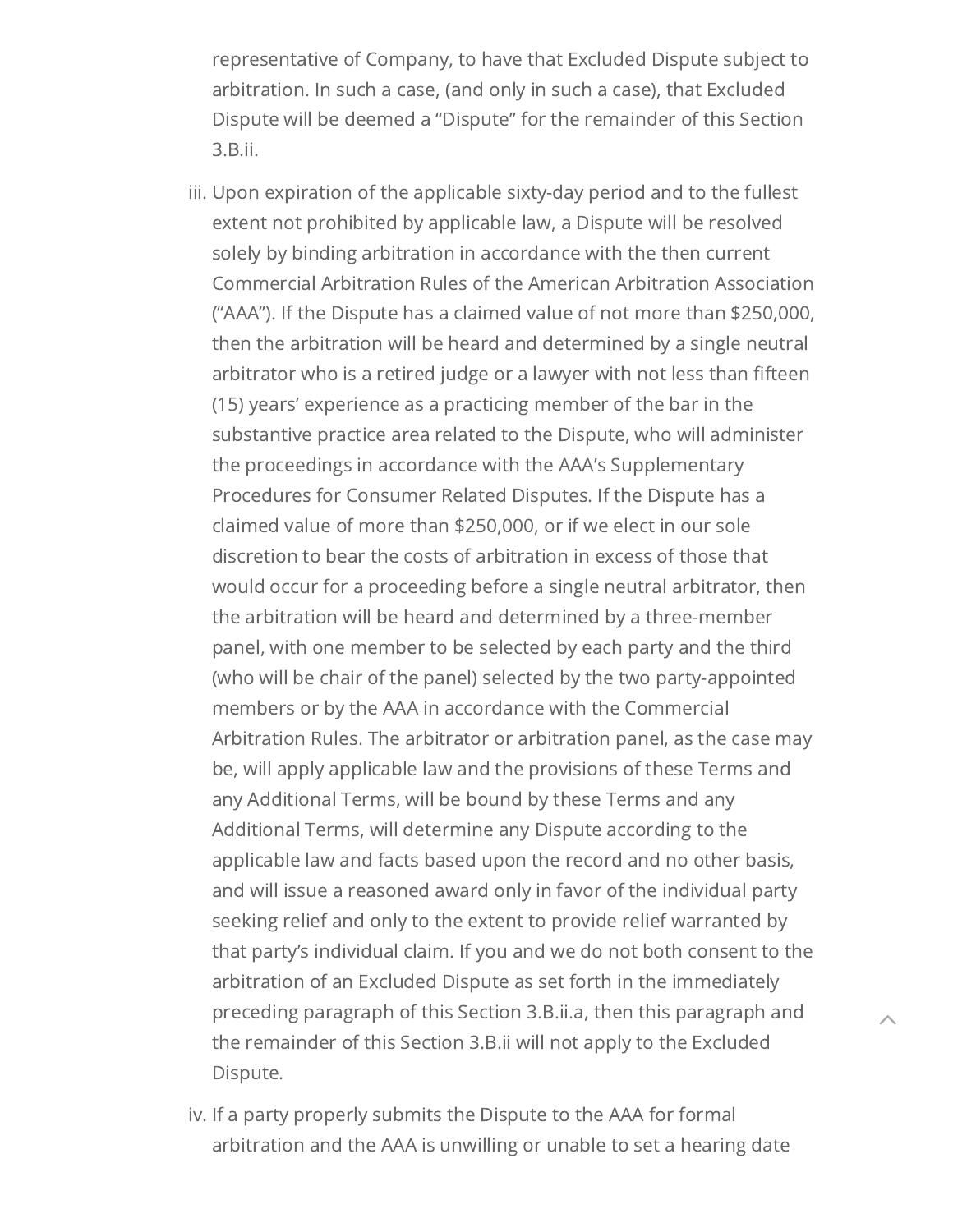representative of Company, to have that Excluded Dispute subject to arbitration. In such a case, (and only in such a case), that Excluded Dispute will be deemed a "Dispute" for the remainder of this Section 3.B.ii.

iii. Upon expiration of the applicable sixty-day period and to the fullest extent not prohibited by applicable law, a Dispute will be resolved solely by binding arbitration in accordance with the then current Commercial Arbitration Rules of the American Arbitration Association ("AAA"). If the Dispute has a claimed value of not more than $250,000, then the arbitration will be heard and determined by a single neutral arbitrator who is a retired judge or a lawyer with not less than fifteen (15) years' experience as a practicing member of the bar in the substantive practice area related to the Dispute, who will administer the proceedings in accordance with the AAA's Supplementary Procedures for Consumer Related Disputes. If the Dispute has a claimed value of more than $250,000, or if we elect in our sole discretion to bear the costs of arbitration in excess of those that would occur for a proceeding before a single neutral arbitrator, then the arbitration will be heard and determined by a three-member panel, with one member to be selected by each party and the third (who will be chair of the panel) selected by the two party-appointed members or by the AAA in accordance with the Commercial Arbitration Rules. The arbitrator or arbitration panel, as the case may be, will apply applicable law and the provisions of these Terms and any Additional Terms, will be bound by these Terms and any Additional Terms, will determine any Dispute according to the applicable law and facts based upon the record and no other basis, and will issue a reasoned award only in favor of the individual party seeking relief and only to the extent to provide relief warranted by that party's individual claim. If you and we do not both consent to the arbitration of an Excluded Dispute as set forth in the immediately preceding paragraph of this Section 3.B.ii.a, then this paragraph and the remainder of this Section 3.B.ii will not apply to the Excluded Dispute.

iv. If a party properly submits the Dispute to the AAA for formal arbitration and the AAA is unwilling or unable to set a hearing date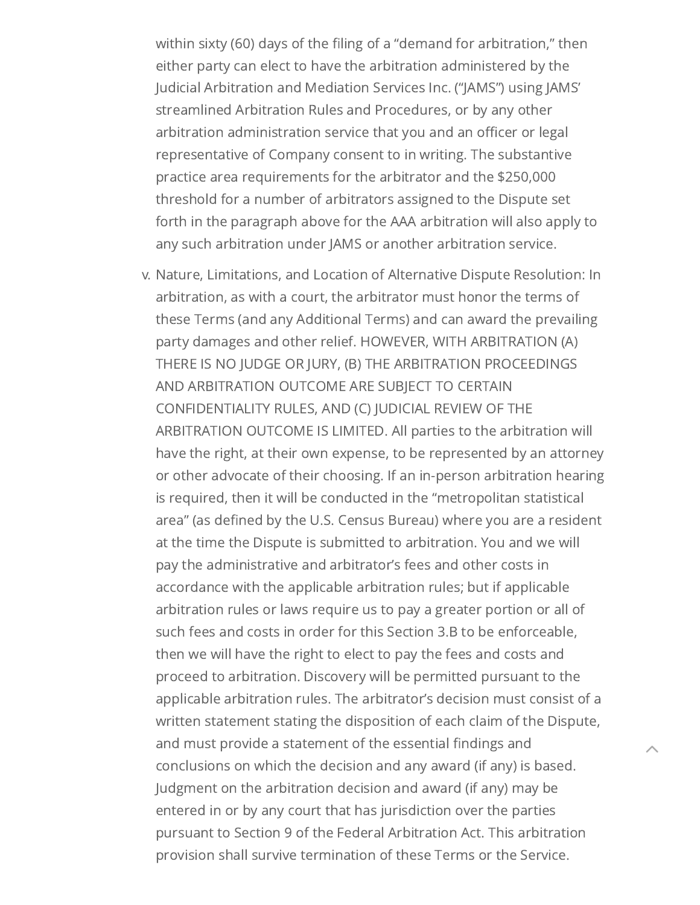within sixty (60) days of the filing of a "demand for arbitration," then either party can elect to have the arbitration administered by the Judicial Arbitration and Mediation Services Inc. ("JAMS") using JAMS' streamlined Arbitration Rules and Procedures, or by any other arbitration administration service that you and an officer or legal representative of Company consent to in writing. The substantive practice area requirements for the arbitrator and the $250,000 threshold for a number of arbitrators assigned to the Dispute set forth in the paragraph above for the AAA arbitration will also apply to any such arbitration under JAMS or another arbitration service.

v. Nature, Limitations, and Location of Alternative Dispute Resolution: In arbitration, as with a court, the arbitrator must honor the terms of these Terms (and any Additional Terms) and can award the prevailing party damages and other relief. HOWEVER, WITH ARBITRATION (A) THERE IS NO JUDGE OR JURY, (B) THE ARBITRATION PROCEEDINGS AND ARBITRATION OUTCOME ARE SUBJECT TO CERTAIN CONFIDENTIALITY RULES, AND (C) JUDICIAL REVIEW OF THE ARBITRATION OUTCOME IS LIMITED. All parties to the arbitration will have the right, at their own expense, to be represented by an attorney or other advocate of their choosing. If an in-person arbitration hearing is required, then it will be conducted in the "metropolitan statistical area" (as defined by the U.S. Census Bureau) where you are a resident at the time the Dispute is submitted to arbitration. You and we will pay the administrative and arbitrator's fees and other costs in accordance with the applicable arbitration rules; but if applicable arbitration rules or laws require us to pay a greater portion or all of such fees and costs in order for this Section 3.B to be enforceable, then we will have the right to elect to pay the fees and costs and proceed to arbitration. Discovery will be permitted pursuant to the applicable arbitration rules. The arbitrator's decision must consist of a written statement stating the disposition of each claim of the Dispute, and must provide a statement of the essential findings and conclusions on which the decision and any award (if any) is based. Judgment on the arbitration decision and award (if any) may be entered in or by any court that has jurisdiction over the parties pursuant to Section 9 of the Federal Arbitration Act. This arbitration provision shall survive termination of these Terms or the Service.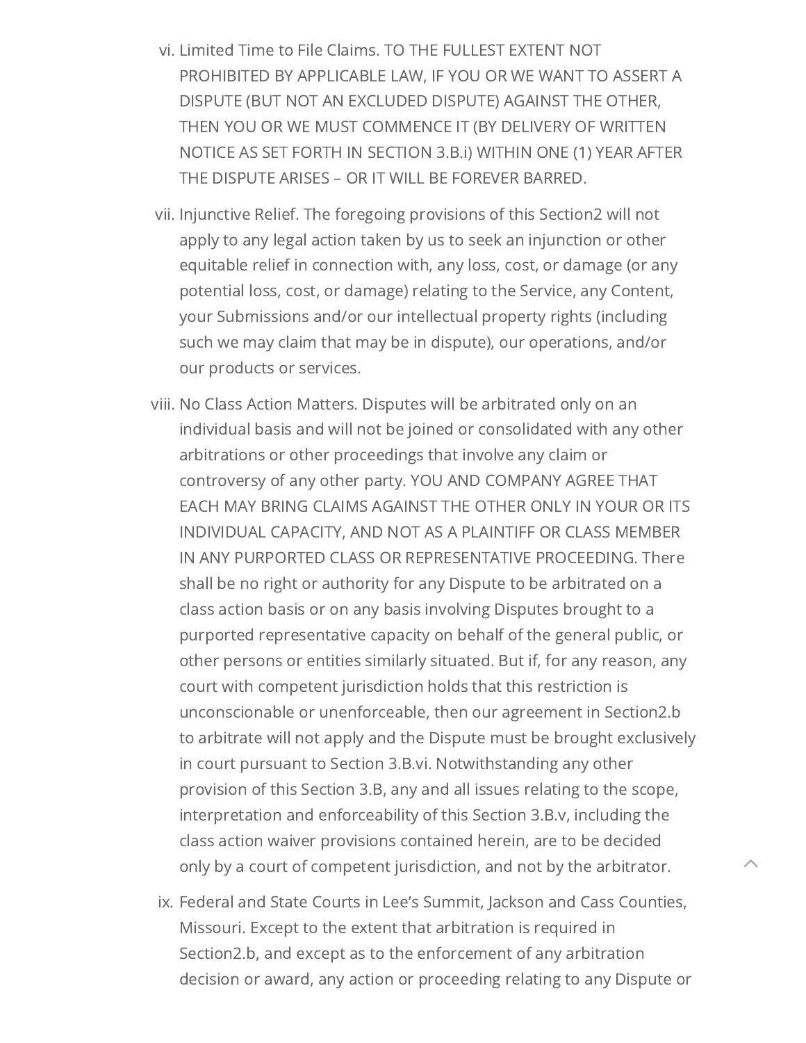vi. Limited Time to File Claims. TO THE FULLEST EXTENT NOT PROHIBITED BY APPLICABLE LAW, IF YOU OR WE WANT TO ASSERT A DISPUTE (BUT NOT AN EXCLUDED DISPUTE) AGAINST THE OTHER, THEN YOU OR WE MUST COMMENCE IT (BY DELIVERY OF WRITTEN NOTICE AS SET FORTH IN SECTION 3.B.i) WITHIN ONE (1) YEAR AFTER THE DISPUTE ARISES – OR IT WILL BE FOREVER BARRED.

vii. Injunctive Relief. The foregoing provisions of this Section2 will not apply to any legal action taken by us to seek an injunction or other equitable relief in connection with, any loss, cost, or damage (or any potential loss, cost, or damage) relating to the Service, any Content, your Submissions and/or our intellectual property rights (including such we may claim that may be in dispute), our operations, and/or our products or services.

viii. No Class Action Matters. Disputes will be arbitrated only on an individual basis and will not be joined or consolidated with any other arbitrations or other proceedings that involve any claim or controversy of any other party. YOU AND COMPANY AGREE THAT EACH MAY BRING CLAIMS AGAINST THE OTHER ONLY IN YOUR OR ITS INDIVIDUAL CAPACITY, AND NOT AS A PLAINTIFF OR CLASS MEMBER IN ANY PURPORTED CLASS OR REPRESENTATIVE PROCEEDING. There shall be no right or authority for any Dispute to be arbitrated on a class action basis or on any basis involving Disputes brought to a purported representative capacity on behalf of the general public, or other persons or entities similarly situated. But if, for any reason, any court with competent jurisdiction holds that this restriction is unconscionable or unenforceable, then our agreement in Section2.b to arbitrate will not apply and the Dispute must be brought exclusively in court pursuant to Section 3.B.vi. Notwithstanding any other provision of this Section 3.B, any and all issues relating to the scope, interpretation and enforceability of this Section 3.B.v, including the class action waiver provisions contained herein, are to be decided only by a court of competent jurisdiction, and not by the arbitrator.

ix. Federal and State Courts in Lee's Summit, Jackson and Cass Counties, Missouri. Except to the extent that arbitration is required in Section2.b, and except as to the enforcement of any arbitration decision or award, any action or proceeding relating to any Dispute or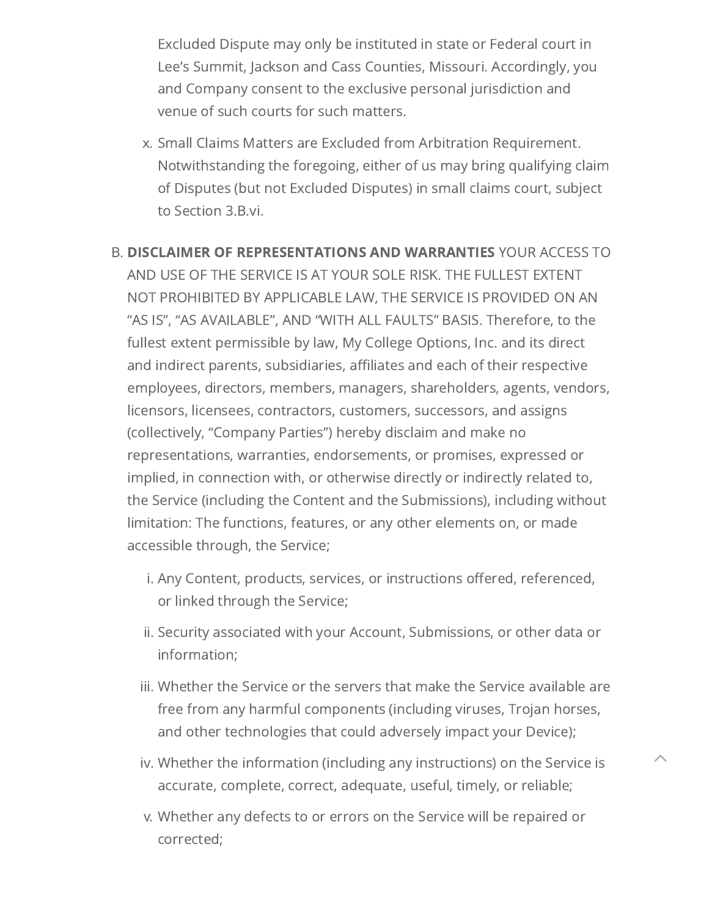Excluded Dispute may only be instituted in state or Federal court in Lee's Summit, Jackson and Cass Counties, Missouri. Accordingly, you and Company consent to the exclusive personal jurisdiction and venue of such courts for such matters.

x. Small Claims Matters are Excluded from Arbitration Requirement. Notwithstanding the foregoing, either of us may bring qualifying claim of Disputes (but not Excluded Disputes) in small claims court, subject to Section 3.B.vi.

B. **DISCLAIMER OF REPRESENTATIONS AND WARRANTIES** YOUR ACCESS TO AND USE OF THE SERVICE IS AT YOUR SOLE RISK. THE FULLEST EXTENT NOT PROHIBITED BY APPLICABLE LAW, THE SERVICE IS PROVIDED ON AN "AS IS", "AS AVAILABLE", AND "WITH ALL FAULTS" BASIS. Therefore, to the fullest extent permissible by law, My College Options, Inc. and its direct and indirect parents, subsidiaries, affiliates and each of their respective employees, directors, members, managers, shareholders, agents, vendors, licensors, licensees, contractors, customers, successors, and assigns (collectively, "Company Parties") hereby disclaim and make no representations, warranties, endorsements, or promises, expressed or implied, in connection with, or otherwise directly or indirectly related to, the Service (including the Content and the Submissions), including without limitation: The functions, features, or any other elements on, or made accessible through, the Service;

   i. Any Content, products, services, or instructions offered, referenced, or linked through the Service;

   ii. Security associated with your Account, Submissions, or other data or information;

   iii. Whether the Service or the servers that make the Service available are free from any harmful components (including viruses, Trojan horses, and other technologies that could adversely impact your Device);

   iv. Whether the information (including any instructions) on the Service is accurate, complete, correct, adequate, useful, timely, or reliable;

   v. Whether any defects to or errors on the Service will be repaired or corrected;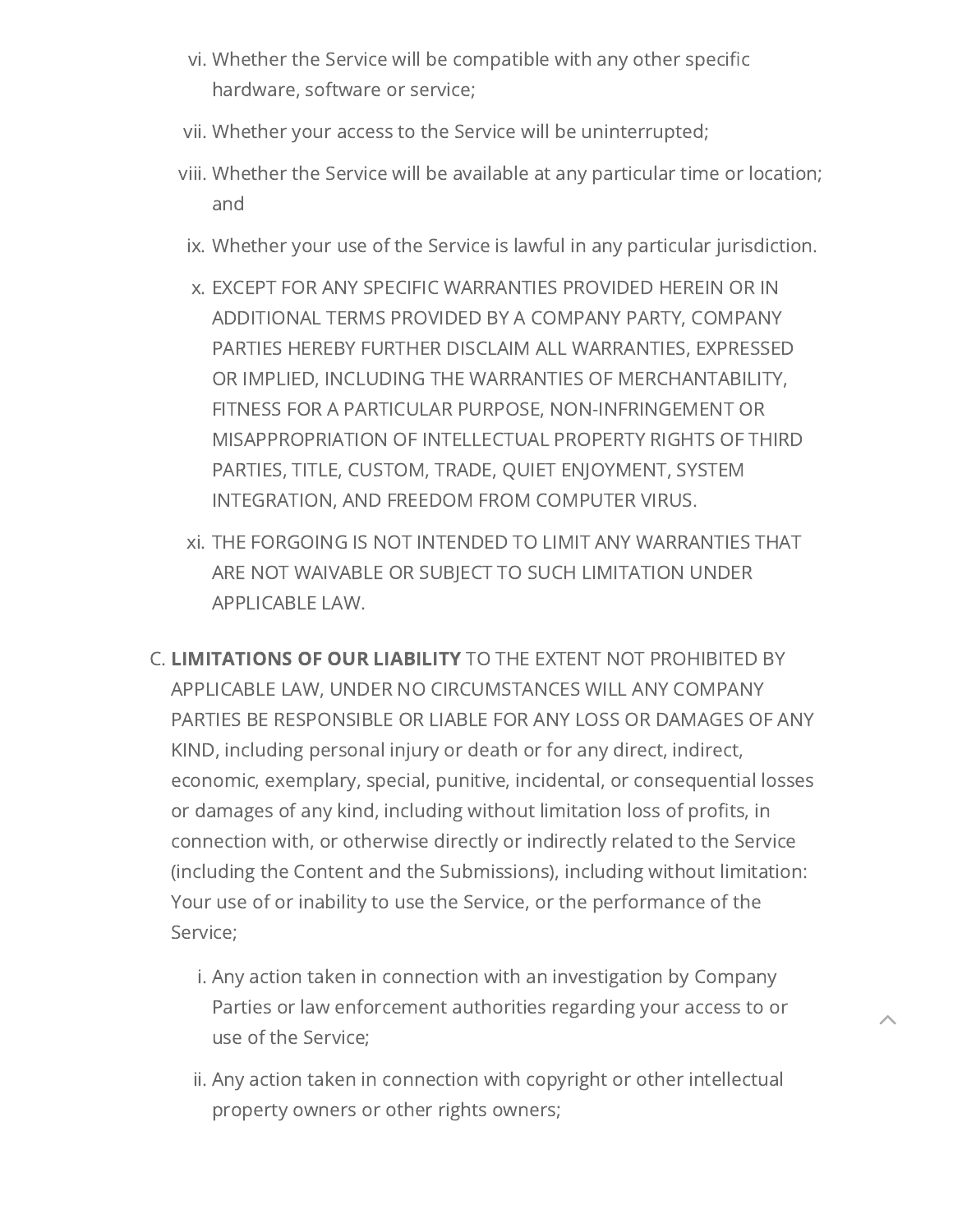vi. Whether the Service will be compatible with any other specific hardware, software or service;

vii. Whether your access to the Service will be uninterrupted;

viii. Whether the Service will be available at any particular time or location; and

ix. Whether your use of the Service is lawful in any particular jurisdiction.

x. EXCEPT FOR ANY SPECIFIC WARRANTIES PROVIDED HEREIN OR IN ADDITIONAL TERMS PROVIDED BY A COMPANY PARTY, COMPANY PARTIES HEREBY FURTHER DISCLAIM ALL WARRANTIES, EXPRESSED OR IMPLIED, INCLUDING THE WARRANTIES OF MERCHANTABILITY, FITNESS FOR A PARTICULAR PURPOSE, NON-INFRINGEMENT OR MISAPPROPRIATION OF INTELLECTUAL PROPERTY RIGHTS OF THIRD PARTIES, TITLE, CUSTOM, TRADE, QUIET ENJOYMENT, SYSTEM INTEGRATION, AND FREEDOM FROM COMPUTER VIRUS.

xi. THE FORGOING IS NOT INTENDED TO LIMIT ANY WARRANTIES THAT ARE NOT WAIVABLE OR SUBJECT TO SUCH LIMITATION UNDER APPLICABLE LAW.

C. **LIMITATIONS OF OUR LIABILITY** TO THE EXTENT NOT PROHIBITED BY APPLICABLE LAW, UNDER NO CIRCUMSTANCES WILL ANY COMPANY PARTIES BE RESPONSIBLE OR LIABLE FOR ANY LOSS OR DAMAGES OF ANY KIND, including personal injury or death or for any direct, indirect, economic, exemplary, special, punitive, incidental, or consequential losses or damages of any kind, including without limitation loss of profits, in connection with, or otherwise directly or indirectly related to the Service (including the Content and the Submissions), including without limitation: Your use of or inability to use the Service, or the performance of the Service;

   i. Any action taken in connection with an investigation by Company Parties or law enforcement authorities regarding your access to or use of the Service;

   ii. Any action taken in connection with copyright or other intellectual property owners or other rights owners;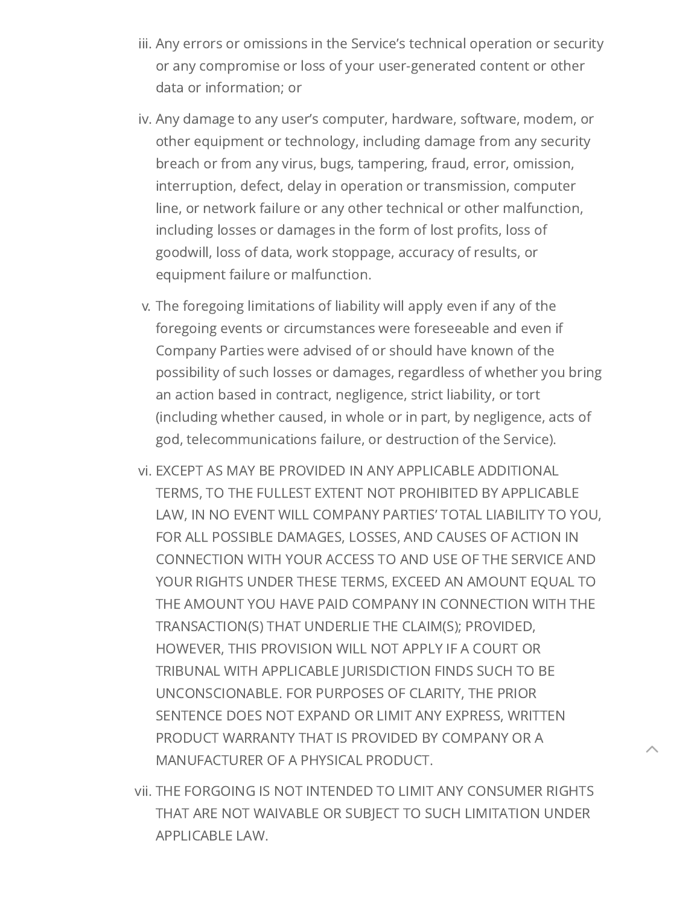iii. Any errors or omissions in the Service's technical operation or security or any compromise or loss of your user-generated content or other data or information; or

iv. Any damage to any user's computer, hardware, software, modem, or other equipment or technology, including damage from any security breach or from any virus, bugs, tampering, fraud, error, omission, interruption, defect, delay in operation or transmission, computer line, or network failure or any other technical or other malfunction, including losses or damages in the form of lost profits, loss of goodwill, loss of data, work stoppage, accuracy of results, or equipment failure or malfunction.

v. The foregoing limitations of liability will apply even if any of the foregoing events or circumstances were foreseeable and even if Company Parties were advised of or should have known of the possibility of such losses or damages, regardless of whether you bring an action based in contract, negligence, strict liability, or tort (including whether caused, in whole or in part, by negligence, acts of god, telecommunications failure, or destruction of the Service).

vi. EXCEPT AS MAY BE PROVIDED IN ANY APPLICABLE ADDITIONAL TERMS, TO THE FULLEST EXTENT NOT PROHIBITED BY APPLICABLE LAW, IN NO EVENT WILL COMPANY PARTIES' TOTAL LIABILITY TO YOU, FOR ALL POSSIBLE DAMAGES, LOSSES, AND CAUSES OF ACTION IN CONNECTION WITH YOUR ACCESS TO AND USE OF THE SERVICE AND YOUR RIGHTS UNDER THESE TERMS, EXCEED AN AMOUNT EQUAL TO THE AMOUNT YOU HAVE PAID COMPANY IN CONNECTION WITH THE TRANSACTION(S) THAT UNDERLIE THE CLAIM(S); PROVIDED, HOWEVER, THIS PROVISION WILL NOT APPLY IF A COURT OR TRIBUNAL WITH APPLICABLE JURISDICTION FINDS SUCH TO BE UNCONSCIONABLE. FOR PURPOSES OF CLARITY, THE PRIOR SENTENCE DOES NOT EXPAND OR LIMIT ANY EXPRESS, WRITTEN PRODUCT WARRANTY THAT IS PROVIDED BY COMPANY OR A MANUFACTURER OF A PHYSICAL PRODUCT.

vii. THE FORGOING IS NOT INTENDED TO LIMIT ANY CONSUMER RIGHTS THAT ARE NOT WAIVABLE OR SUBJECT TO SUCH LIMITATION UNDER APPLICABLE LAW.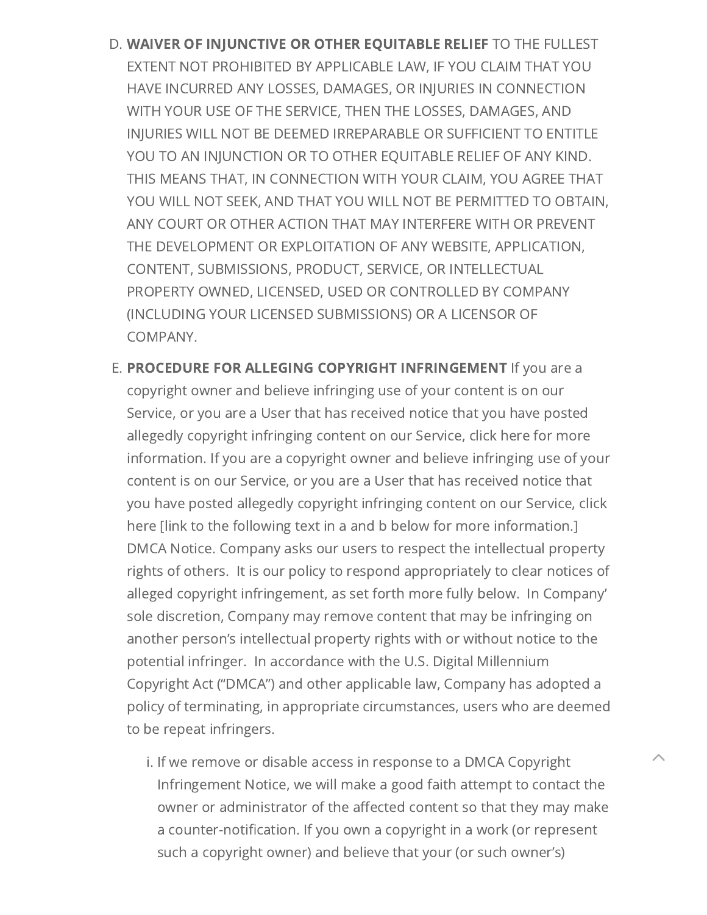D. **WAIVER OF INJUNCTIVE OR OTHER EQUITABLE RELIEF** TO THE FULLEST EXTENT NOT PROHIBITED BY APPLICABLE LAW, IF YOU CLAIM THAT YOU HAVE INCURRED ANY LOSSES, DAMAGES, OR INJURIES IN CONNECTION WITH YOUR USE OF THE SERVICE, THEN THE LOSSES, DAMAGES, AND INJURIES WILL NOT BE DEEMED IRREPARABLE OR SUFFICIENT TO ENTITLE YOU TO AN INJUNCTION OR TO OTHER EQUITABLE RELIEF OF ANY KIND. THIS MEANS THAT, IN CONNECTION WITH YOUR CLAIM, YOU AGREE THAT YOU WILL NOT SEEK, AND THAT YOU WILL NOT BE PERMITTED TO OBTAIN, ANY COURT OR OTHER ACTION THAT MAY INTERFERE WITH OR PREVENT THE DEVELOPMENT OR EXPLOITATION OF ANY WEBSITE, APPLICATION, CONTENT, SUBMISSIONS, PRODUCT, SERVICE, OR INTELLECTUAL PROPERTY OWNED, LICENSED, USED OR CONTROLLED BY COMPANY (INCLUDING YOUR LICENSED SUBMISSIONS) OR A LICENSOR OF COMPANY.

E. **PROCEDURE FOR ALLEGING COPYRIGHT INFRINGEMENT** If you are a copyright owner and believe infringing use of your content is on our Service, or you are a User that has received notice that you have posted allegedly copyright infringing content on our Service, click here for more information. If you are a copyright owner and believe infringing use of your content is on our Service, or you are a User that has received notice that you have posted allegedly copyright infringing content on our Service, click here [link to the following text in a and b below for more information.] DMCA Notice. Company asks our users to respect the intellectual property rights of others. It is our policy to respond appropriately to clear notices of alleged copyright infringement, as set forth more fully below. In Company' sole discretion, Company may remove content that may be infringing on another person's intellectual property rights with or without notice to the potential infringer. In accordance with the U.S. Digital Millennium Copyright Act ("DMCA") and other applicable law, Company has adopted a policy of terminating, in appropriate circumstances, users who are deemed to be repeat infringers.

   i. If we remove or disable access in response to a DMCA Copyright Infringement Notice, we will make a good faith attempt to contact the owner or administrator of the affected content so that they may make a counter-notification. If you own a copyright in a work (or represent such a copyright owner) and believe that your (or such owner's)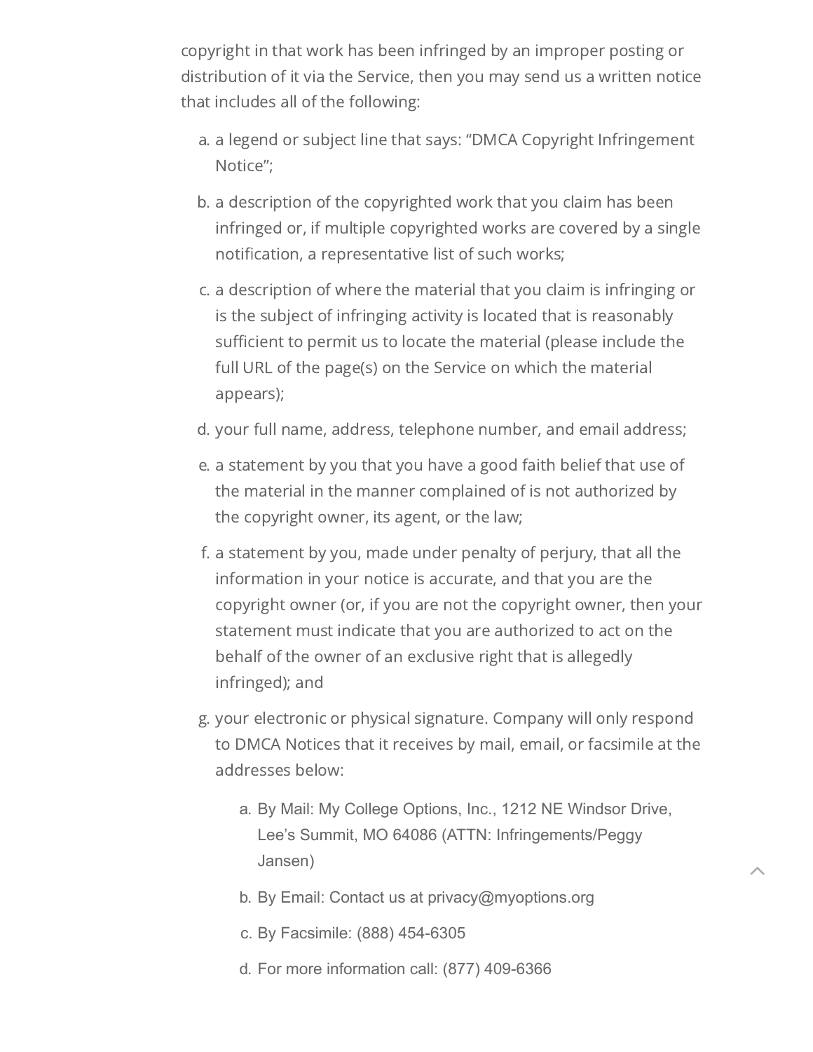copyright in that work has been infringed by an improper posting or distribution of it via the Service, then you may send us a written notice that includes all of the following:

a. a legend or subject line that says: “DMCA Copyright Infringement Notice”;

b. a description of the copyrighted work that you claim has been infringed or, if multiple copyrighted works are covered by a single notification, a representative list of such works;

c. a description of where the material that you claim is infringing or is the subject of infringing activity is located that is reasonably sufficient to permit us to locate the material (please include the full URL of the page(s) on the Service on which the material appears);

d. your full name, address, telephone number, and email address;

e. a statement by you that you have a good faith belief that use of the material in the manner complained of is not authorized by the copyright owner, its agent, or the law;

f. a statement by you, made under penalty of perjury, that all the information in your notice is accurate, and that you are the copyright owner (or, if you are not the copyright owner, then your statement must indicate that you are authorized to act on the behalf of the owner of an exclusive right that is allegedly infringed); and

g. your electronic or physical signature. Company will only respond to DMCA Notices that it receives by mail, email, or facsimile at the addresses below:

   a. By Mail: My College Options, Inc., 1212 NE Windsor Drive, Lee’s Summit, MO 64086 (ATTN: Infringements/Peggy Jansen)

   b. By Email: Contact us at privacy@myoptions.org

   c. By Facsimile: (888) 454-6305

   d. For more information call: (877) 409-6366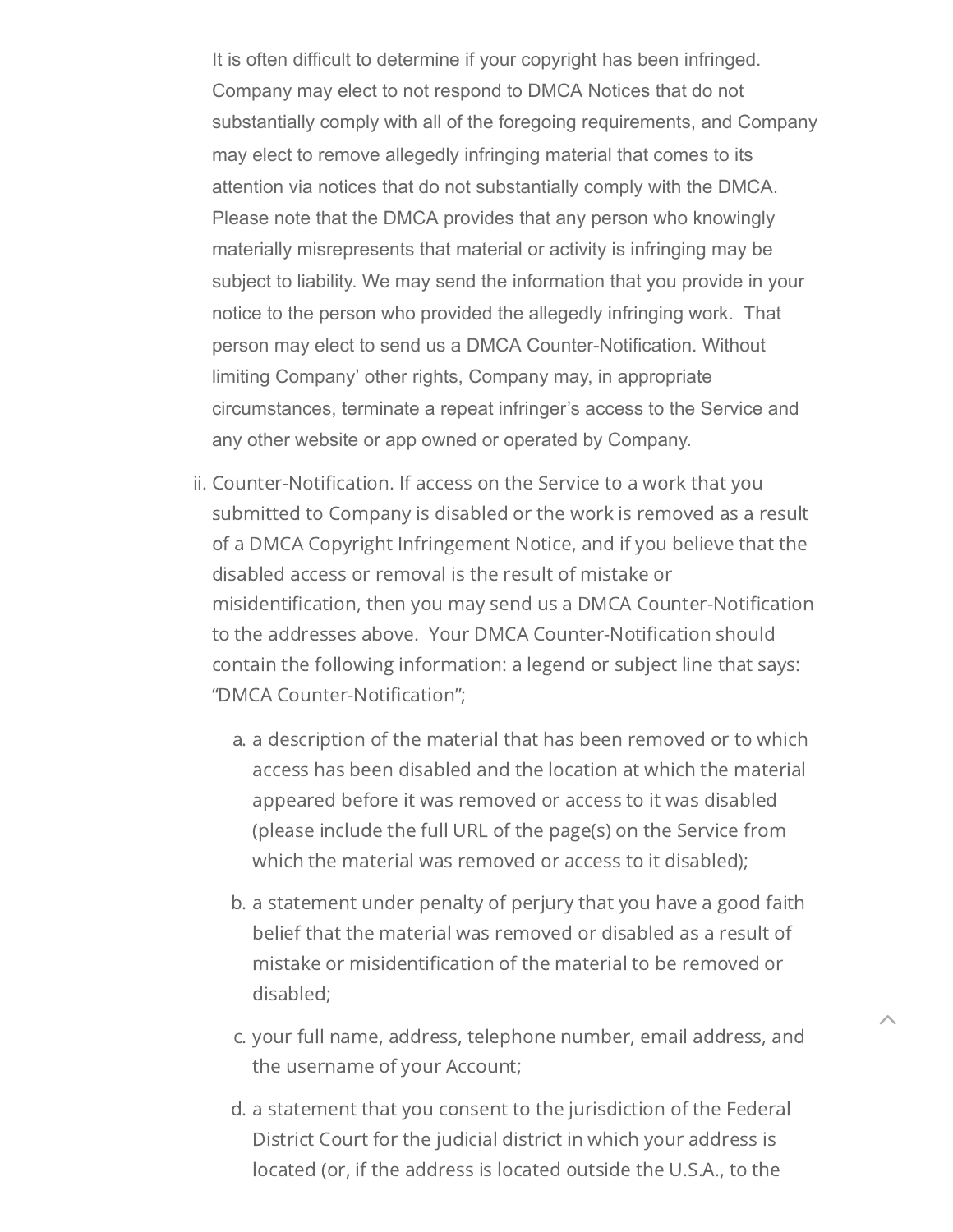It is often difficult to determine if your copyright has been infringed. Company may elect to not respond to DMCA Notices that do not substantially comply with all of the foregoing requirements, and Company may elect to remove allegedly infringing material that comes to its attention via notices that do not substantially comply with the DMCA. Please note that the DMCA provides that any person who knowingly materially misrepresents that material or activity is infringing may be subject to liability. We may send the information that you provide in your notice to the person who provided the allegedly infringing work. That person may elect to send us a DMCA Counter-Notification. Without limiting Company' other rights, Company may, in appropriate circumstances, terminate a repeat infringer's access to the Service and any other website or app owned or operated by Company.

ii. Counter-Notification. If access on the Service to a work that you submitted to Company is disabled or the work is removed as a result of a DMCA Copyright Infringement Notice, and if you believe that the disabled access or removal is the result of mistake or misidentification, then you may send us a DMCA Counter-Notification to the addresses above. Your DMCA Counter-Notification should contain the following information: a legend or subject line that says: "DMCA Counter-Notification";

   a. a description of the material that has been removed or to which access has been disabled and the location at which the material appeared before it was removed or access to it was disabled (please include the full URL of the page(s) on the Service from which the material was removed or access to it disabled);

   b. a statement under penalty of perjury that you have a good faith belief that the material was removed or disabled as a result of mistake or misidentification of the material to be removed or disabled;

   c. your full name, address, telephone number, email address, and the username of your Account;

   d. a statement that you consent to the jurisdiction of the Federal District Court for the judicial district in which your address is located (or, if the address is located outside the U.S.A., to the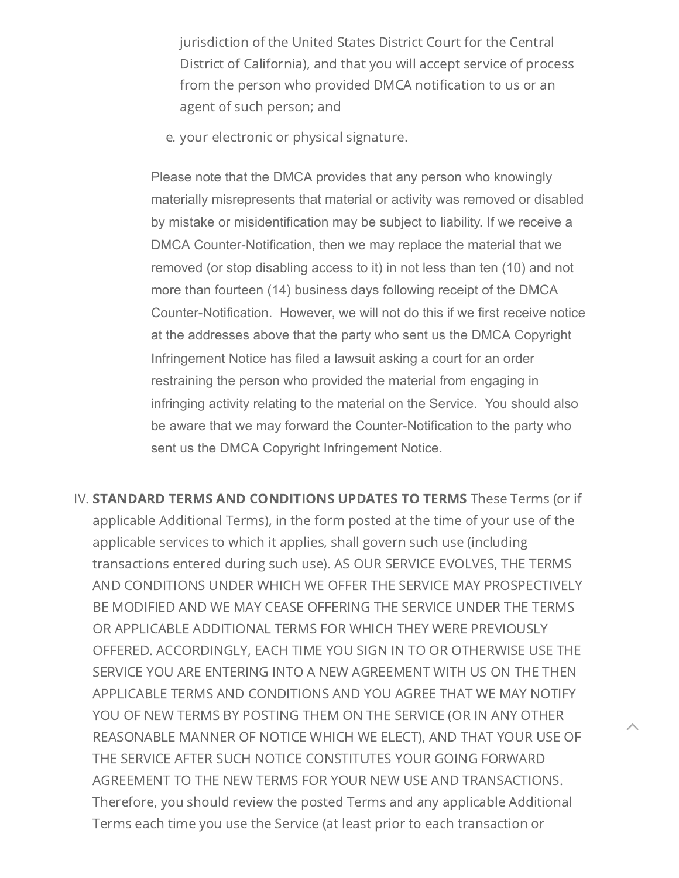jurisdiction of the United States District Court for the Central District of California), and that you will accept service of process from the person who provided DMCA notification to us or an agent of such person; and

e. your electronic or physical signature.

Please note that the DMCA provides that any person who knowingly materially misrepresents that material or activity was removed or disabled by mistake or misidentification may be subject to liability. If we receive a DMCA Counter-Notification, then we may replace the material that we removed (or stop disabling access to it) in not less than ten (10) and not more than fourteen (14) business days following receipt of the DMCA Counter-Notification. However, we will not do this if we first receive notice at the addresses above that the party who sent us the DMCA Copyright Infringement Notice has filed a lawsuit asking a court for an order restraining the person who provided the material from engaging in infringing activity relating to the material on the Service. You should also be aware that we may forward the Counter-Notification to the party who sent us the DMCA Copyright Infringement Notice.

IV. **STANDARD TERMS AND CONDITIONS UPDATES TO TERMS** These Terms (or if applicable Additional Terms), in the form posted at the time of your use of the applicable services to which it applies, shall govern such use (including transactions entered during such use). AS OUR SERVICE EVOLVES, THE TERMS AND CONDITIONS UNDER WHICH WE OFFER THE SERVICE MAY PROSPECTIVELY BE MODIFIED AND WE MAY CEASE OFFERING THE SERVICE UNDER THE TERMS OR APPLICABLE ADDITIONAL TERMS FOR WHICH THEY WERE PREVIOUSLY OFFERED. ACCORDINGLY, EACH TIME YOU SIGN IN TO OR OTHERWISE USE THE SERVICE YOU ARE ENTERING INTO A NEW AGREEMENT WITH US ON THE THEN APPLICABLE TERMS AND CONDITIONS AND YOU AGREE THAT WE MAY NOTIFY YOU OF NEW TERMS BY POSTING THEM ON THE SERVICE (OR IN ANY OTHER REASONABLE MANNER OF NOTICE WHICH WE ELECT), AND THAT YOUR USE OF THE SERVICE AFTER SUCH NOTICE CONSTITUTES YOUR GOING FORWARD AGREEMENT TO THE NEW TERMS FOR YOUR NEW USE AND TRANSACTIONS. Therefore, you should review the posted Terms and any applicable Additional Terms each time you use the Service (at least prior to each transaction or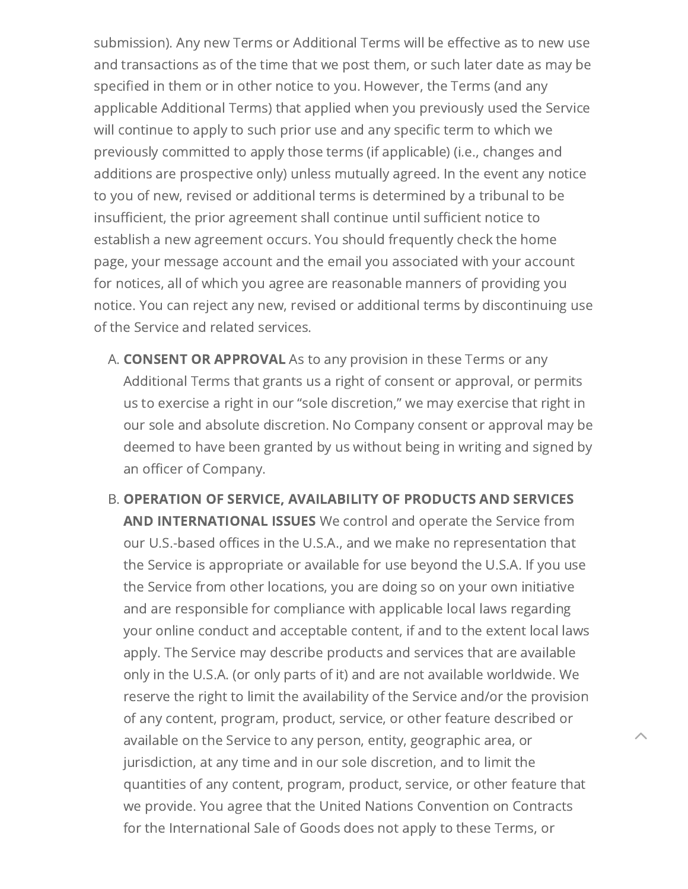submission). Any new Terms or Additional Terms will be effective as to new use and transactions as of the time that we post them, or such later date as may be specified in them or in other notice to you. However, the Terms (and any applicable Additional Terms) that applied when you previously used the Service will continue to apply to such prior use and any specific term to which we previously committed to apply those terms (if applicable) (i.e., changes and additions are prospective only) unless mutually agreed. In the event any notice to you of new, revised or additional terms is determined by a tribunal to be insufficient, the prior agreement shall continue until sufficient notice to establish a new agreement occurs. You should frequently check the home page, your message account and the email you associated with your account for notices, all of which you agree are reasonable manners of providing you notice. You can reject any new, revised or additional terms by discontinuing use of the Service and related services.

A. **CONSENT OR APPROVAL** As to any provision in these Terms or any Additional Terms that grants us a right of consent or approval, or permits us to exercise a right in our "sole discretion," we may exercise that right in our sole and absolute discretion. No Company consent or approval may be deemed to have been granted by us without being in writing and signed by an officer of Company.

B. **OPERATION OF SERVICE, AVAILABILITY OF PRODUCTS AND SERVICES AND INTERNATIONAL ISSUES** We control and operate the Service from our U.S.-based offices in the U.S.A., and we make no representation that the Service is appropriate or available for use beyond the U.S.A. If you use the Service from other locations, you are doing so on your own initiative and are responsible for compliance with applicable local laws regarding your online conduct and acceptable content, if and to the extent local laws apply. The Service may describe products and services that are available only in the U.S.A. (or only parts of it) and are not available worldwide. We reserve the right to limit the availability of the Service and/or the provision of any content, program, product, service, or other feature described or available on the Service to any person, entity, geographic area, or jurisdiction, at any time and in our sole discretion, and to limit the quantities of any content, program, product, service, or other feature that we provide. You agree that the United Nations Convention on Contracts for the International Sale of Goods does not apply to these Terms, or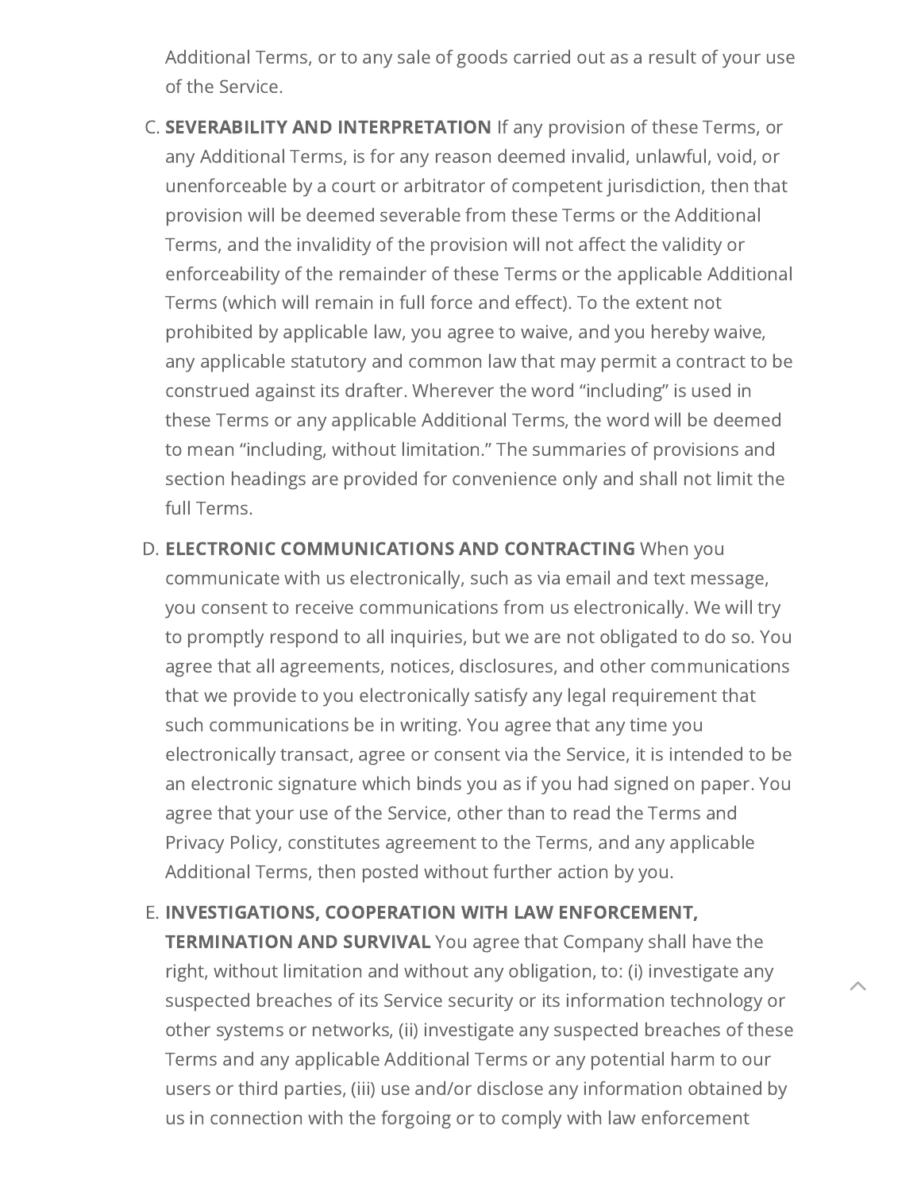Additional Terms, or to any sale of goods carried out as a result of your use of the Service.

C. **SEVERABILITY AND INTERPRETATION** If any provision of these Terms, or any Additional Terms, is for any reason deemed invalid, unlawful, void, or unenforceable by a court or arbitrator of competent jurisdiction, then that provision will be deemed severable from these Terms or the Additional Terms, and the invalidity of the provision will not affect the validity or enforceability of the remainder of these Terms or the applicable Additional Terms (which will remain in full force and effect). To the extent not prohibited by applicable law, you agree to waive, and you hereby waive, any applicable statutory and common law that may permit a contract to be construed against its drafter. Wherever the word "including" is used in these Terms or any applicable Additional Terms, the word will be deemed to mean "including, without limitation." The summaries of provisions and section headings are provided for convenience only and shall not limit the full Terms.

D. **ELECTRONIC COMMUNICATIONS AND CONTRACTING** When you communicate with us electronically, such as via email and text message, you consent to receive communications from us electronically. We will try to promptly respond to all inquiries, but we are not obligated to do so. You agree that all agreements, notices, disclosures, and other communications that we provide to you electronically satisfy any legal requirement that such communications be in writing. You agree that any time you electronically transact, agree or consent via the Service, it is intended to be an electronic signature which binds you as if you had signed on paper. You agree that your use of the Service, other than to read the Terms and Privacy Policy, constitutes agreement to the Terms, and any applicable Additional Terms, then posted without further action by you.

E. **INVESTIGATIONS, COOPERATION WITH LAW ENFORCEMENT, TERMINATION AND SURVIVAL** You agree that Company shall have the right, without limitation and without any obligation, to: (i) investigate any suspected breaches of its Service security or its information technology or other systems or networks, (ii) investigate any suspected breaches of these Terms and any applicable Additional Terms or any potential harm to our users or third parties, (iii) use and/or disclose any information obtained by us in connection with the forgoing or to comply with law enforcement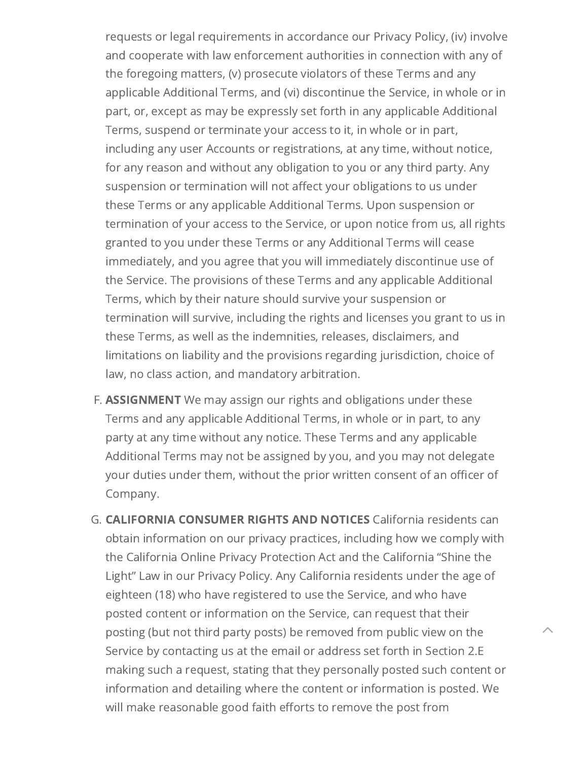requests or legal requirements in accordance our Privacy Policy, (iv) involve and cooperate with law enforcement authorities in connection with any of the foregoing matters, (v) prosecute violators of these Terms and any applicable Additional Terms, and (vi) discontinue the Service, in whole or in part, or, except as may be expressly set forth in any applicable Additional Terms, suspend or terminate your access to it, in whole or in part, including any user Accounts or registrations, at any time, without notice, for any reason and without any obligation to you or any third party. Any suspension or termination will not affect your obligations to us under these Terms or any applicable Additional Terms. Upon suspension or termination of your access to the Service, or upon notice from us, all rights granted to you under these Terms or any Additional Terms will cease immediately, and you agree that you will immediately discontinue use of the Service. The provisions of these Terms and any applicable Additional Terms, which by their nature should survive your suspension or termination will survive, including the rights and licenses you grant to us in these Terms, as well as the indemnities, releases, disclaimers, and limitations on liability and the provisions regarding jurisdiction, choice of law, no class action, and mandatory arbitration.

F. **ASSIGNMENT** We may assign our rights and obligations under these Terms and any applicable Additional Terms, in whole or in part, to any party at any time without any notice. These Terms and any applicable Additional Terms may not be assigned by you, and you may not delegate your duties under them, without the prior written consent of an officer of Company.

G. **CALIFORNIA CONSUMER RIGHTS AND NOTICES** California residents can obtain information on our privacy practices, including how we comply with the California Online Privacy Protection Act and the California "Shine the Light" Law in our Privacy Policy. Any California residents under the age of eighteen (18) who have registered to use the Service, and who have posted content or information on the Service, can request that their posting (but not third party posts) be removed from public view on the Service by contacting us at the email or address set forth in Section 2.E making such a request, stating that they personally posted such content or information and detailing where the content or information is posted. We will make reasonable good faith efforts to remove the post from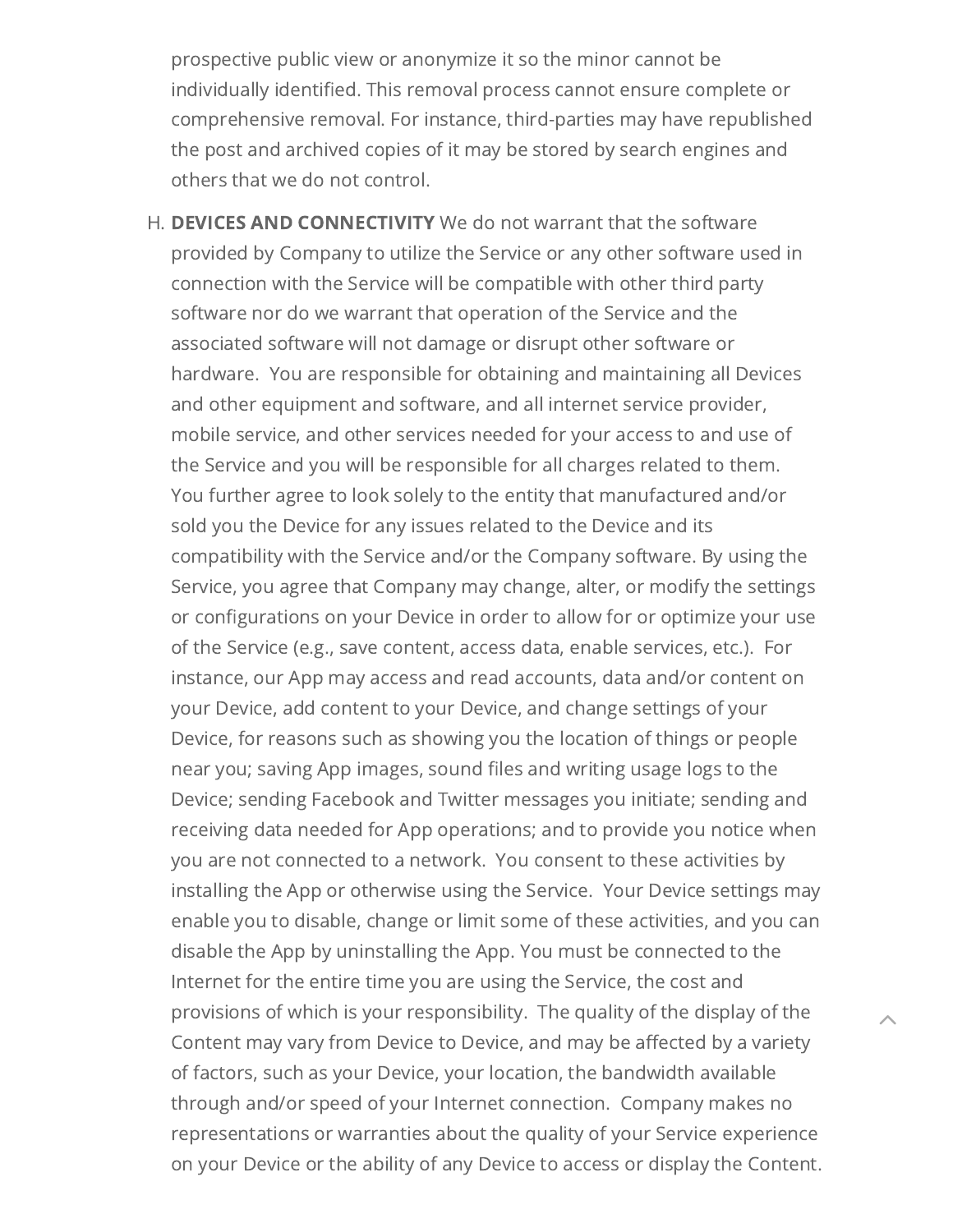prospective public view or anonymize it so the minor cannot be individually identified. This removal process cannot ensure complete or comprehensive removal. For instance, third-parties may have republished the post and archived copies of it may be stored by search engines and others that we do not control.

H. **DEVICES AND CONNECTIVITY** We do not warrant that the software provided by Company to utilize the Service or any other software used in connection with the Service will be compatible with other third party software nor do we warrant that operation of the Service and the associated software will not damage or disrupt other software or hardware. You are responsible for obtaining and maintaining all Devices and other equipment and software, and all internet service provider, mobile service, and other services needed for your access to and use of the Service and you will be responsible for all charges related to them. You further agree to look solely to the entity that manufactured and/or sold you the Device for any issues related to the Device and its compatibility with the Service and/or the Company software. By using the Service, you agree that Company may change, alter, or modify the settings or configurations on your Device in order to allow for or optimize your use of the Service (e.g., save content, access data, enable services, etc.). For instance, our App may access and read accounts, data and/or content on your Device, add content to your Device, and change settings of your Device, for reasons such as showing you the location of things or people near you; saving App images, sound files and writing usage logs to the Device; sending Facebook and Twitter messages you initiate; sending and receiving data needed for App operations; and to provide you notice when you are not connected to a network. You consent to these activities by installing the App or otherwise using the Service. Your Device settings may enable you to disable, change or limit some of these activities, and you can disable the App by uninstalling the App. You must be connected to the Internet for the entire time you are using the Service, the cost and provisions of which is your responsibility. The quality of the display of the Content may vary from Device to Device, and may be affected by a variety of factors, such as your Device, your location, the bandwidth available through and/or speed of your Internet connection. Company makes no representations or warranties about the quality of your Service experience on your Device or the ability of any Device to access or display the Content.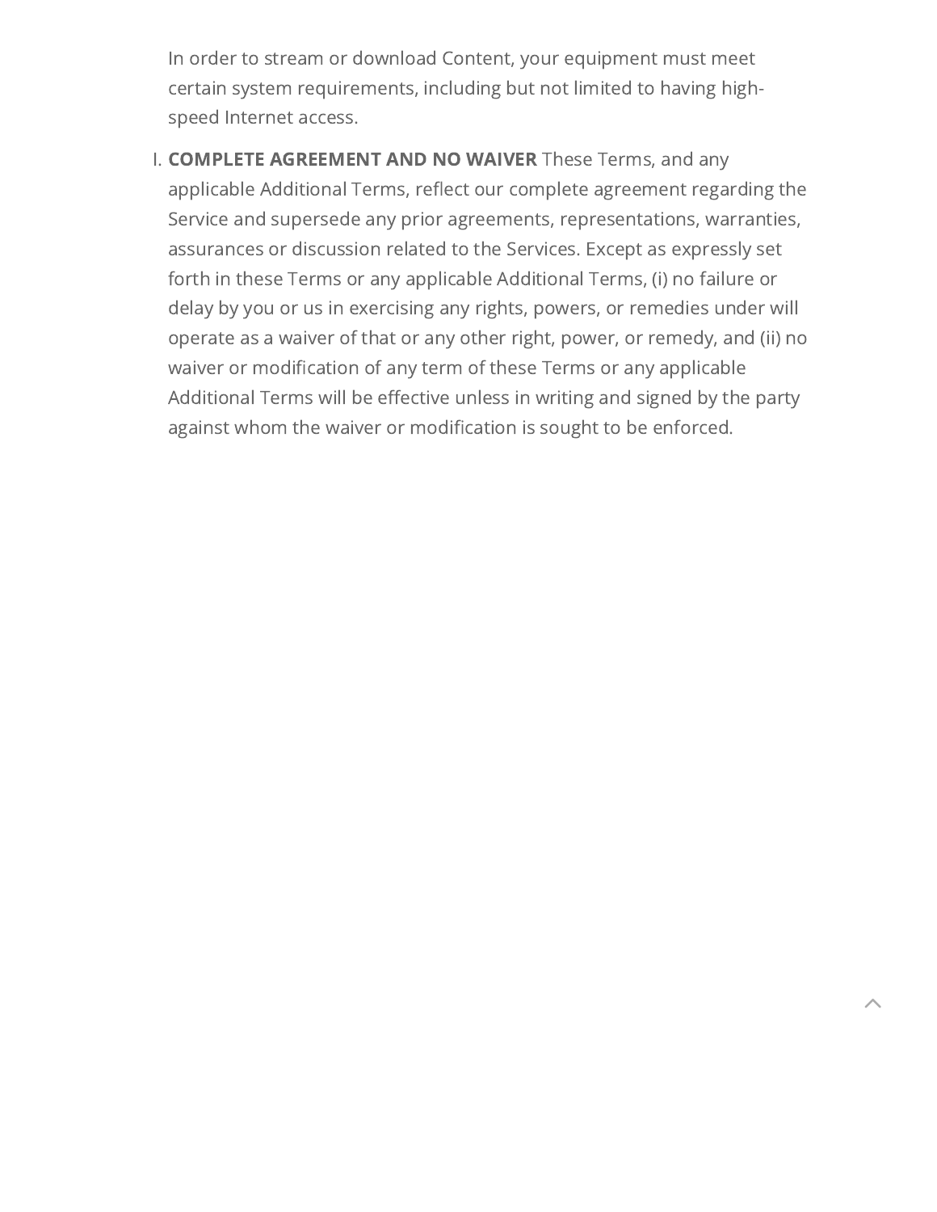In order to stream or download Content, your equipment must meet certain system requirements, including but not limited to having high-speed Internet access.

I. **COMPLETE AGREEMENT AND NO WAIVER** These Terms, and any applicable Additional Terms, reflect our complete agreement regarding the Service and supersede any prior agreements, representations, warranties, assurances or discussion related to the Services. Except as expressly set forth in these Terms or any applicable Additional Terms, (i) no failure or delay by you or us in exercising any rights, powers, or remedies under will operate as a waiver of that or any other right, power, or remedy, and (ii) no waiver or modification of any term of these Terms or any applicable Additional Terms will be effective unless in writing and signed by the party against whom the waiver or modification is sought to be enforced.